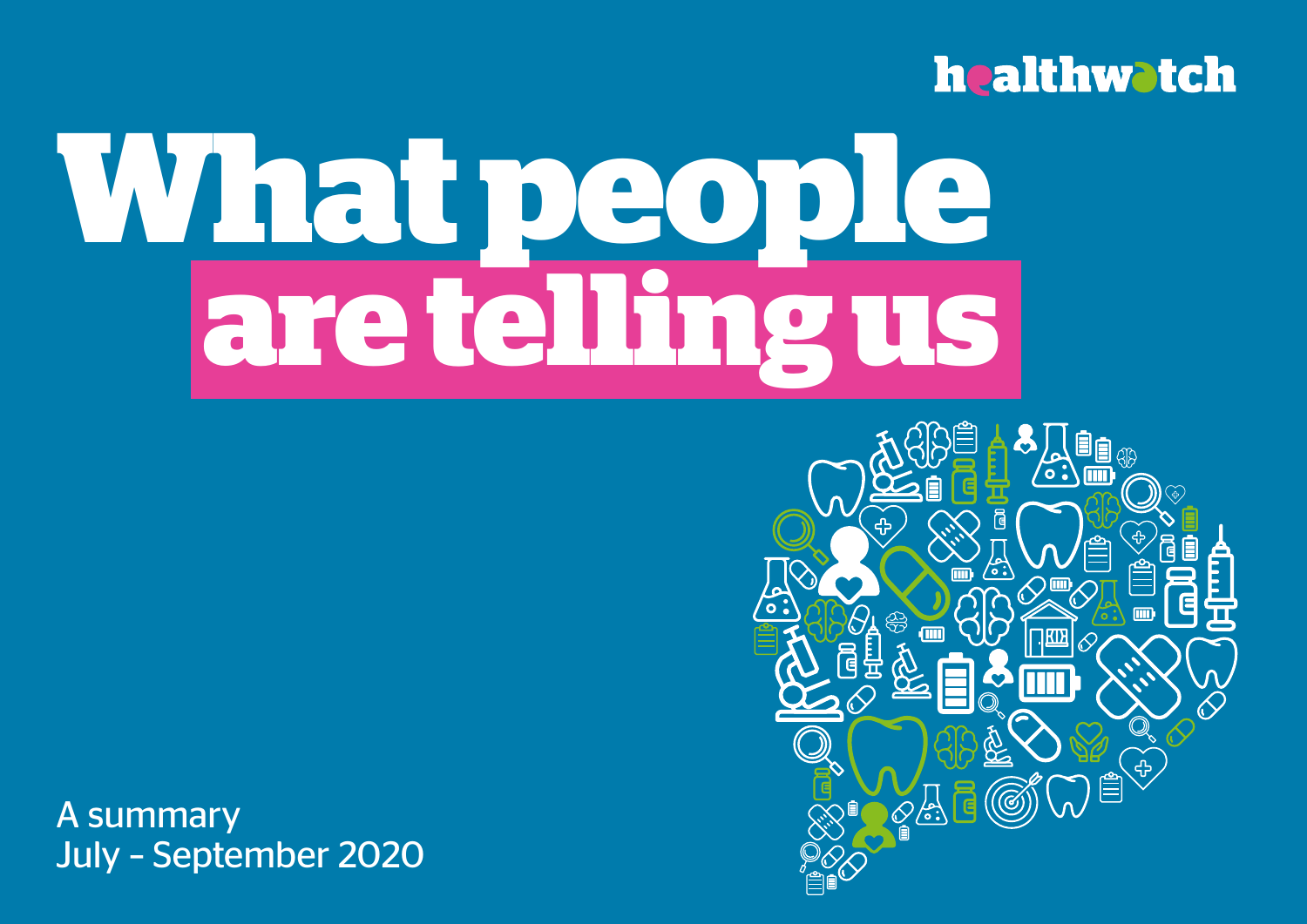healthwatch

# What people are telling us

A summary
July – September 2020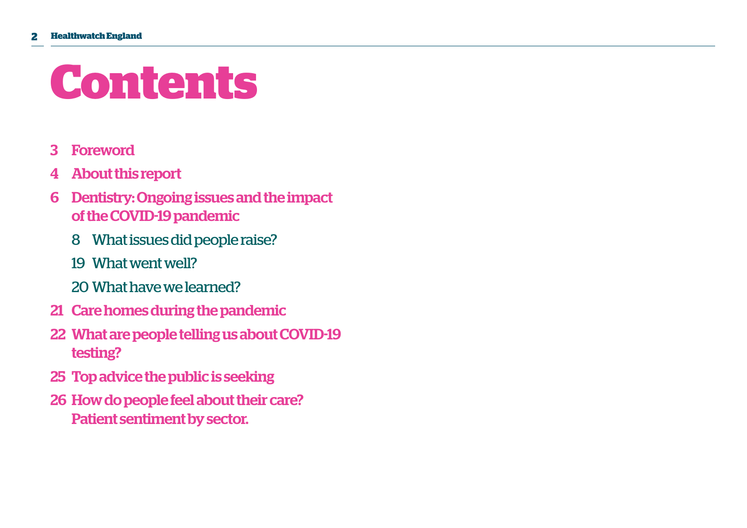# Contents

- 3 Foreword
- 4 About this report
- 6 Dentistry: Ongoing issues and the impact of the COVID-19 pandemic
  - 8 What issues did people raise?
  - 19 What went well?
  - 20 What have we learned?
- 21 Care homes during the pandemic
- 22 What are people telling us about COVID-19 testing?
- 25 Top advice the public is seeking
- 26 How do people feel about their care? Patient sentiment by sector.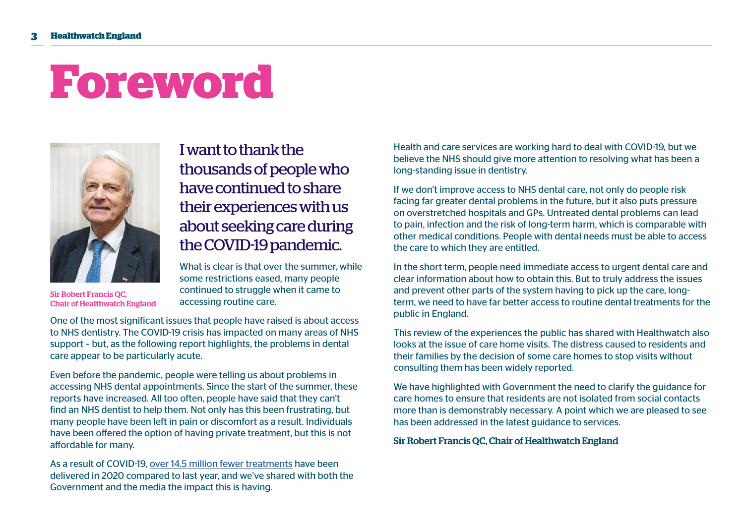# Foreword

Sir Robert Francis QC, Chair of Healthwatch England

I want to thank the thousands of people who have continued to share their experiences with us about seeking care during the COVID-19 pandemic.

What is clear is that over the summer, while some restrictions eased, many people continued to struggle when it came to accessing routine care.

One of the most significant issues that people have raised is about access to NHS dentistry. The COVID-19 crisis has impacted on many areas of NHS support – but, as the following report highlights, the problems in dental care appear to be particularly acute.

Even before the pandemic, people were telling us about problems in accessing NHS dental appointments. Since the start of the summer, these reports have increased. All too often, people have said that they can't find an NHS dentist to help them. Not only has this been frustrating, but many people have been left in pain or discomfort as a result. Individuals have been offered the option of having private treatment, but this is not affordable for many.

As a result of COVID-19, over 14.5 million fewer treatments have been delivered in 2020 compared to last year, and we've shared with both the Government and the media the impact this is having.

Health and care services are working hard to deal with COVID-19, but we believe the NHS should give more attention to resolving what has been a long-standing issue in dentistry.

If we don't improve access to NHS dental care, not only do people risk facing far greater dental problems in the future, but it also puts pressure on overstretched hospitals and GPs. Untreated dental problems can lead to pain, infection and the risk of long-term harm, which is comparable with other medical conditions. People with dental needs must be able to access the care to which they are entitled.

In the short term, people need immediate access to urgent dental care and clear information about how to obtain this. But to truly address the issues and prevent other parts of the system having to pick up the care, long-term, we need to have far better access to routine dental treatments for the public in England.

This review of the experiences the public has shared with Healthwatch also looks at the issue of care home visits. The distress caused to residents and their families by the decision of some care homes to stop visits without consulting them has been widely reported.

We have highlighted with Government the need to clarify the guidance for care homes to ensure that residents are not isolated from social contacts more than is demonstrably necessary. A point which we are pleased to see has been addressed in the latest guidance to services.

**Sir Robert Francis QC, Chair of Healthwatch England**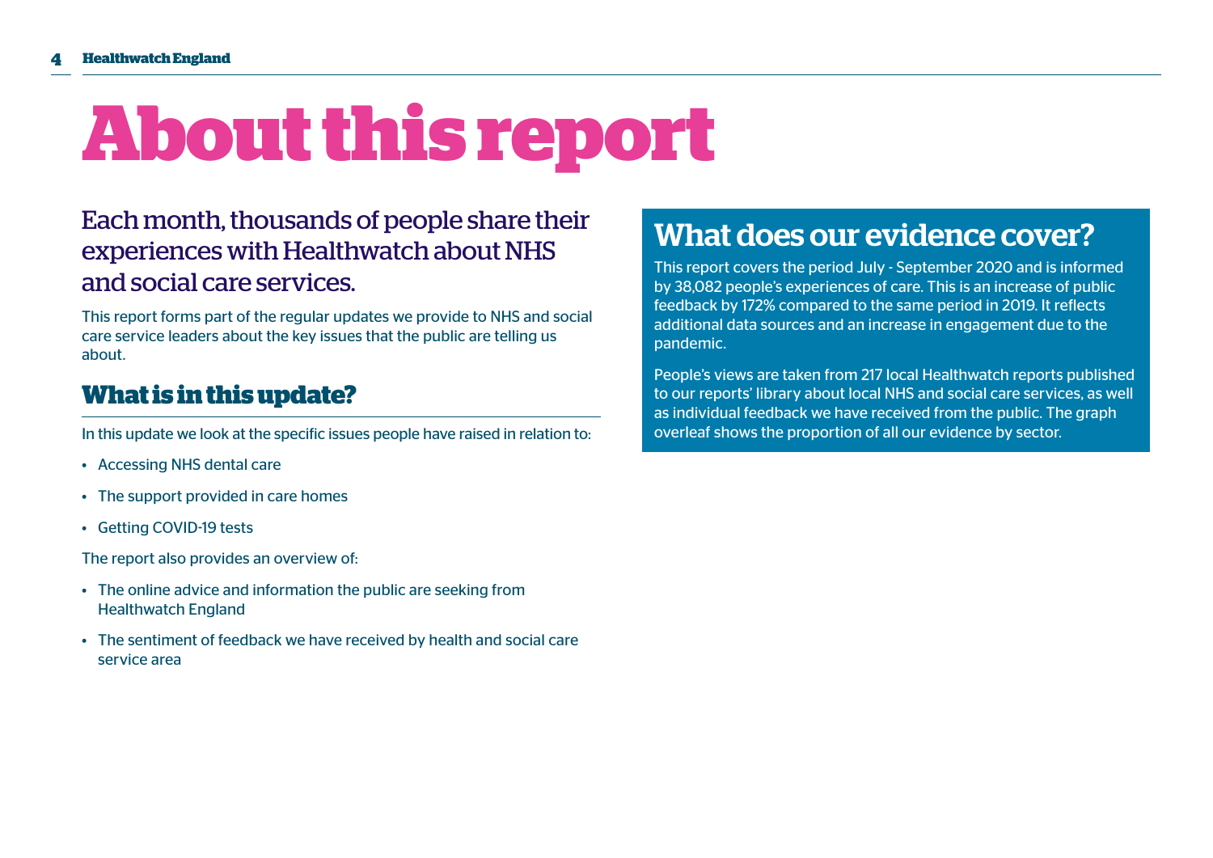# About this report

Each month, thousands of people share their experiences with Healthwatch about NHS and social care services.

This report forms part of the regular updates we provide to NHS and social care service leaders about the key issues that the public are telling us about.

## What is in this update?

In this update we look at the specific issues people have raised in relation to:

- Accessing NHS dental care
- The support provided in care homes
- Getting COVID-19 tests

The report also provides an overview of:

- The online advice and information the public are seeking from Healthwatch England
- The sentiment of feedback we have received by health and social care service area

## What does our evidence cover?

This report covers the period July - September 2020 and is informed by 38,082 people's experiences of care. This is an increase of public feedback by 172% compared to the same period in 2019. It reflects additional data sources and an increase in engagement due to the pandemic.

People's views are taken from 217 local Healthwatch reports published to our reports' library about local NHS and social care services, as well as individual feedback we have received from the public. The graph overleaf shows the proportion of all our evidence by sector.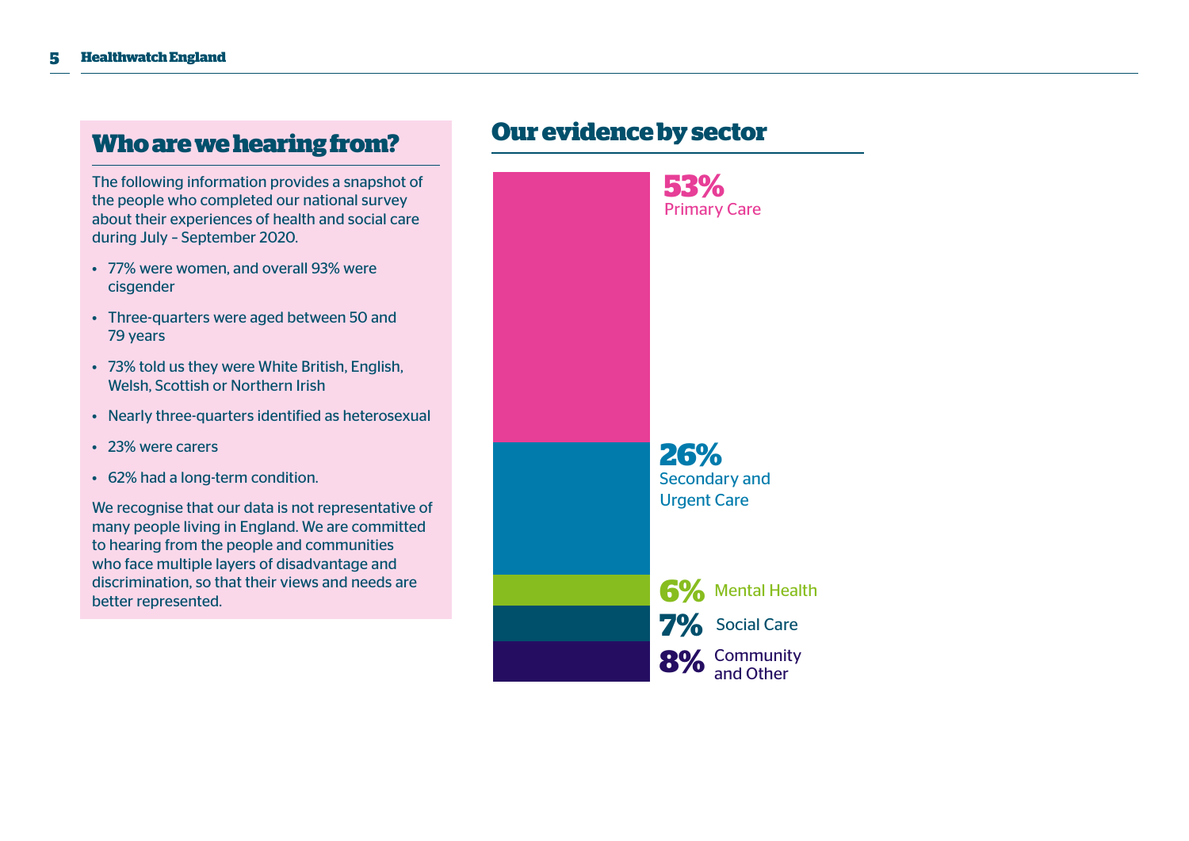## Who are we hearing from?

The following information provides a snapshot of the people who completed our national survey about their experiences of health and social care during July – September 2020.

- 77% were women, and overall 93% were cisgender
- Three-quarters were aged between 50 and 79 years
- 73% told us they were White British, English, Welsh, Scottish or Northern Irish
- Nearly three-quarters identified as heterosexual
- 23% were carers
- 62% had a long-term condition.

We recognise that our data is not representative of many people living in England. We are committed to hearing from the people and communities who face multiple layers of disadvantage and discrimination, so that their views and needs are better represented.

## Our evidence by sector

**53%** Primary Care

**26%** Secondary and Urgent Care

**6%** Mental Health

**7%** Social Care

**8%** Community and Other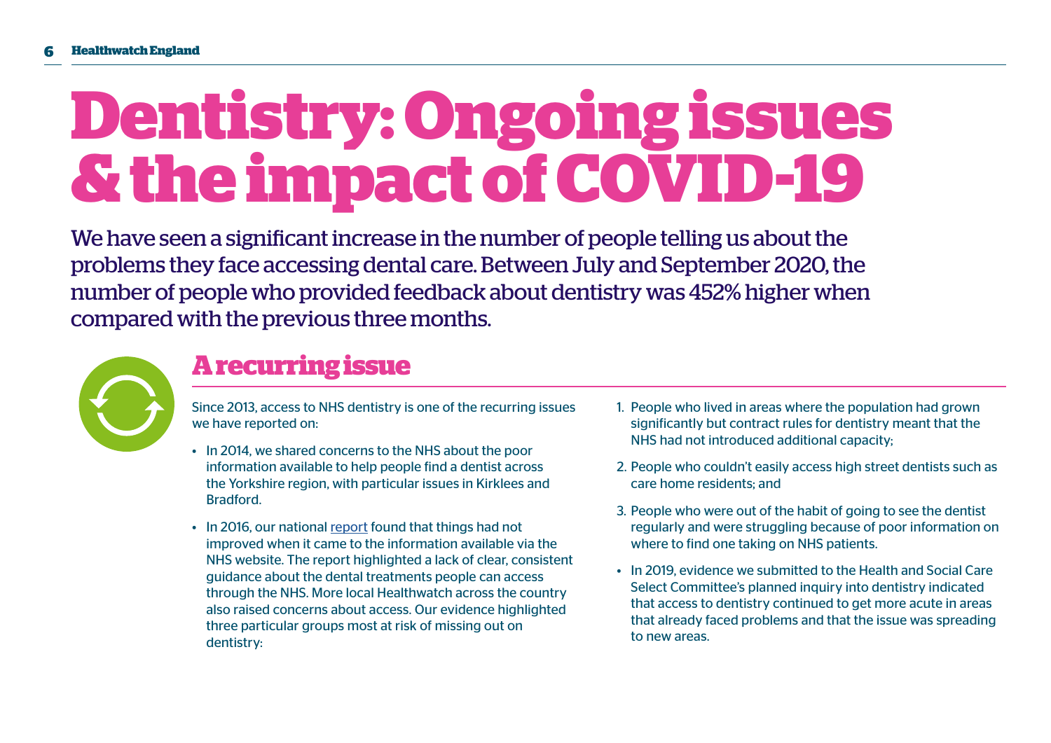# Dentistry: Ongoing issues & the impact of COVID-19

We have seen a significant increase in the number of people telling us about the problems they face accessing dental care. Between July and September 2020, the number of people who provided feedback about dentistry was 452% higher when compared with the previous three months.

## A recurring issue

Since 2013, access to NHS dentistry is one of the recurring issues we have reported on:

- In 2014, we shared concerns to the NHS about the poor information available to help people find a dentist across the Yorkshire region, with particular issues in Kirklees and Bradford.
- In 2016, our national report found that things had not improved when it came to the information available via the NHS website. The report highlighted a lack of clear, consistent guidance about the dental treatments people can access through the NHS. More local Healthwatch across the country also raised concerns about access. Our evidence highlighted three particular groups most at risk of missing out on dentistry:
  1. People who lived in areas where the population had grown significantly but contract rules for dentistry meant that the NHS had not introduced additional capacity;
  2. People who couldn't easily access high street dentists such as care home residents; and
  3. People who were out of the habit of going to see the dentist regularly and were struggling because of poor information on where to find one taking on NHS patients.
- In 2019, evidence we submitted to the Health and Social Care Select Committee's planned inquiry into dentistry indicated that access to dentistry continued to get more acute in areas that already faced problems and that the issue was spreading to new areas.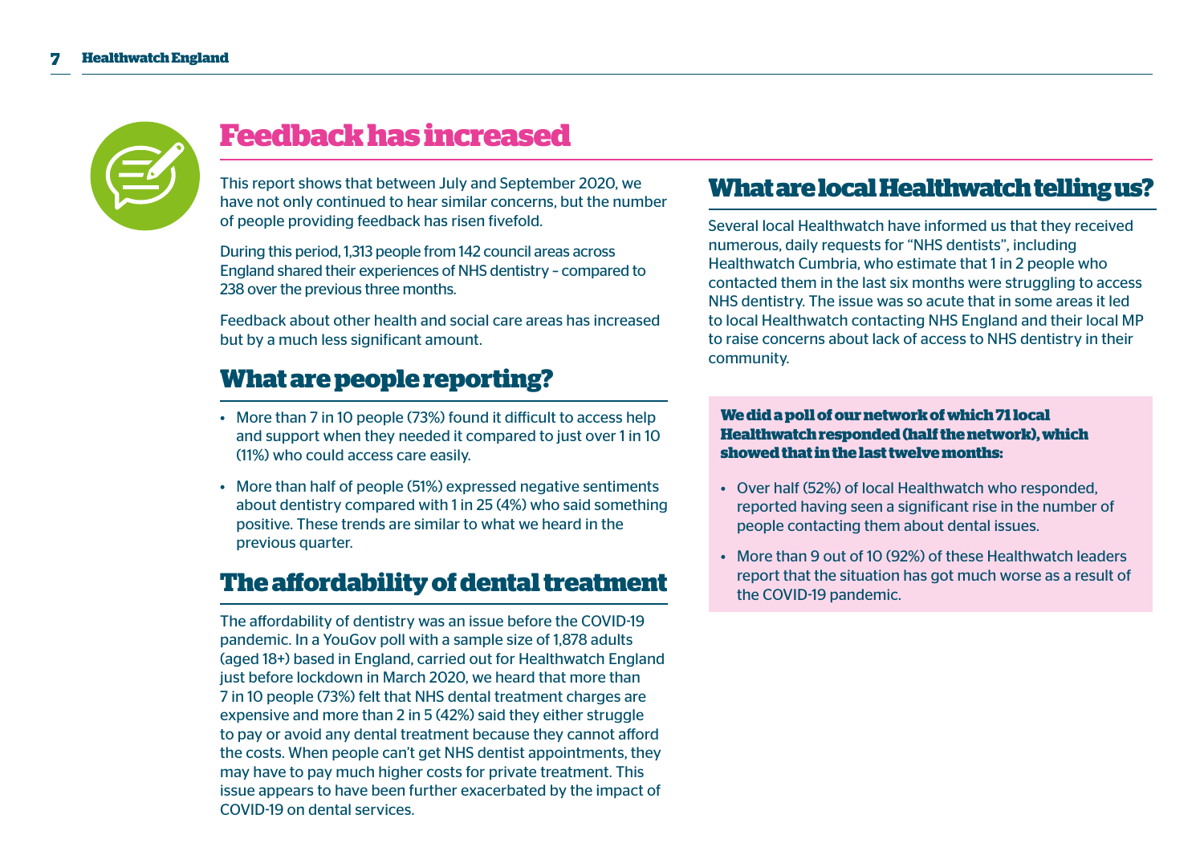## Feedback has increased

This report shows that between July and September 2020, we have not only continued to hear similar concerns, but the number of people providing feedback has risen fivefold.

During this period, 1,313 people from 142 council areas across England shared their experiences of NHS dentistry – compared to 238 over the previous three months.

Feedback about other health and social care areas has increased but by a much less significant amount.

## What are people reporting?

- More than 7 in 10 people (73%) found it difficult to access help and support when they needed it compared to just over 1 in 10 (11%) who could access care easily.
- More than half of people (51%) expressed negative sentiments about dentistry compared with 1 in 25 (4%) who said something positive. These trends are similar to what we heard in the previous quarter.

## The affordability of dental treatment

The affordability of dentistry was an issue before the COVID-19 pandemic. In a YouGov poll with a sample size of 1,878 adults (aged 18+) based in England, carried out for Healthwatch England just before lockdown in March 2020, we heard that more than 7 in 10 people (73%) felt that NHS dental treatment charges are expensive and more than 2 in 5 (42%) said they either struggle to pay or avoid any dental treatment because they cannot afford the costs. When people can't get NHS dentist appointments, they may have to pay much higher costs for private treatment. This issue appears to have been further exacerbated by the impact of COVID-19 on dental services.

## What are local Healthwatch telling us?

Several local Healthwatch have informed us that they received numerous, daily requests for "NHS dentists", including Healthwatch Cumbria, who estimate that 1 in 2 people who contacted them in the last six months were struggling to access NHS dentistry. The issue was so acute that in some areas it led to local Healthwatch contacting NHS England and their local MP to raise concerns about lack of access to NHS dentistry in their community.

**We did a poll of our network of which 71 local Healthwatch responded (half the network), which showed that in the last twelve months:**

- Over half (52%) of local Healthwatch who responded, reported having seen a significant rise in the number of people contacting them about dental issues.
- More than 9 out of 10 (92%) of these Healthwatch leaders report that the situation has got much worse as a result of the COVID-19 pandemic.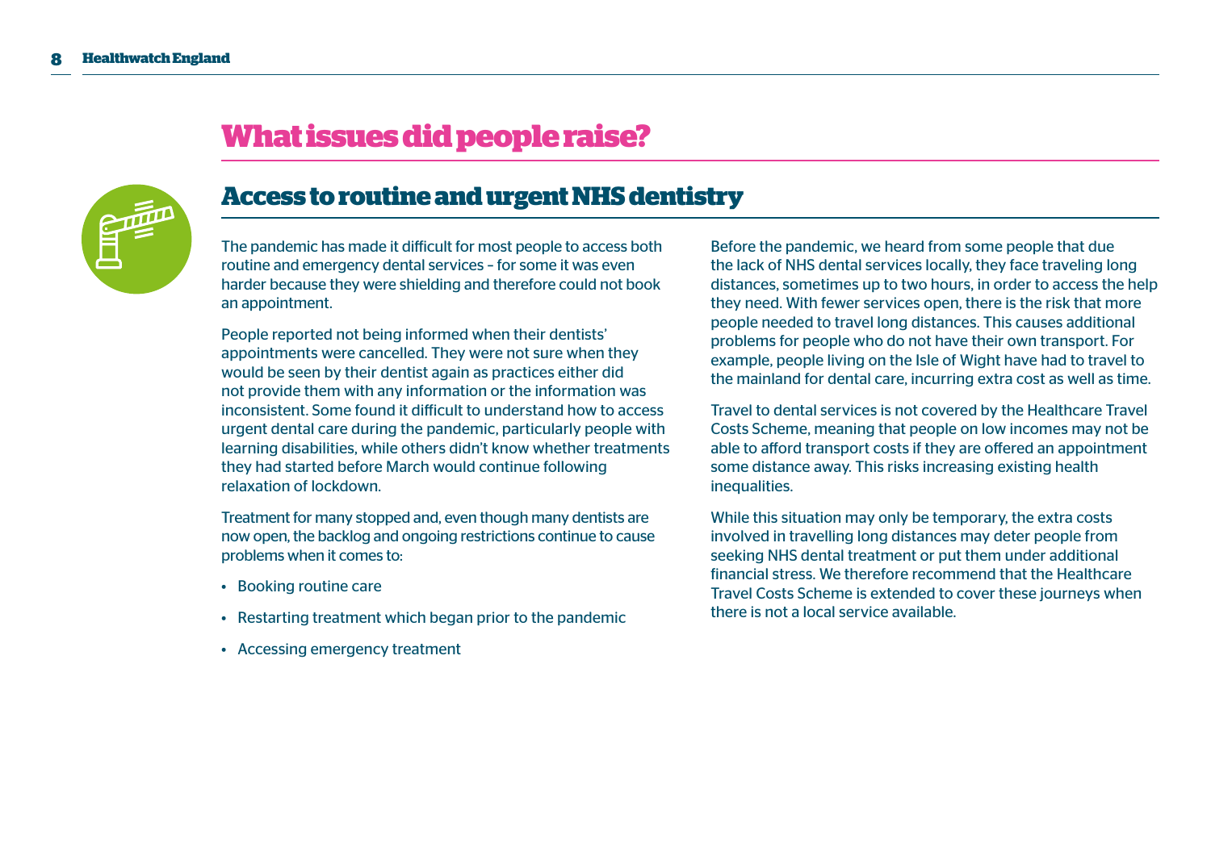# What issues did people raise?

## Access to routine and urgent NHS dentistry

The pandemic has made it difficult for most people to access both routine and emergency dental services – for some it was even harder because they were shielding and therefore could not book an appointment.

People reported not being informed when their dentists' appointments were cancelled. They were not sure when they would be seen by their dentist again as practices either did not provide them with any information or the information was inconsistent. Some found it difficult to understand how to access urgent dental care during the pandemic, particularly people with learning disabilities, while others didn't know whether treatments they had started before March would continue following relaxation of lockdown.

Treatment for many stopped and, even though many dentists are now open, the backlog and ongoing restrictions continue to cause problems when it comes to:

- Booking routine care
- Restarting treatment which began prior to the pandemic
- Accessing emergency treatment

Before the pandemic, we heard from some people that due the lack of NHS dental services locally, they face traveling long distances, sometimes up to two hours, in order to access the help they need. With fewer services open, there is the risk that more people needed to travel long distances. This causes additional problems for people who do not have their own transport. For example, people living on the Isle of Wight have had to travel to the mainland for dental care, incurring extra cost as well as time.

Travel to dental services is not covered by the Healthcare Travel Costs Scheme, meaning that people on low incomes may not be able to afford transport costs if they are offered an appointment some distance away. This risks increasing existing health inequalities.

While this situation may only be temporary, the extra costs involved in travelling long distances may deter people from seeking NHS dental treatment or put them under additional financial stress. We therefore recommend that the Healthcare Travel Costs Scheme is extended to cover these journeys when there is not a local service available.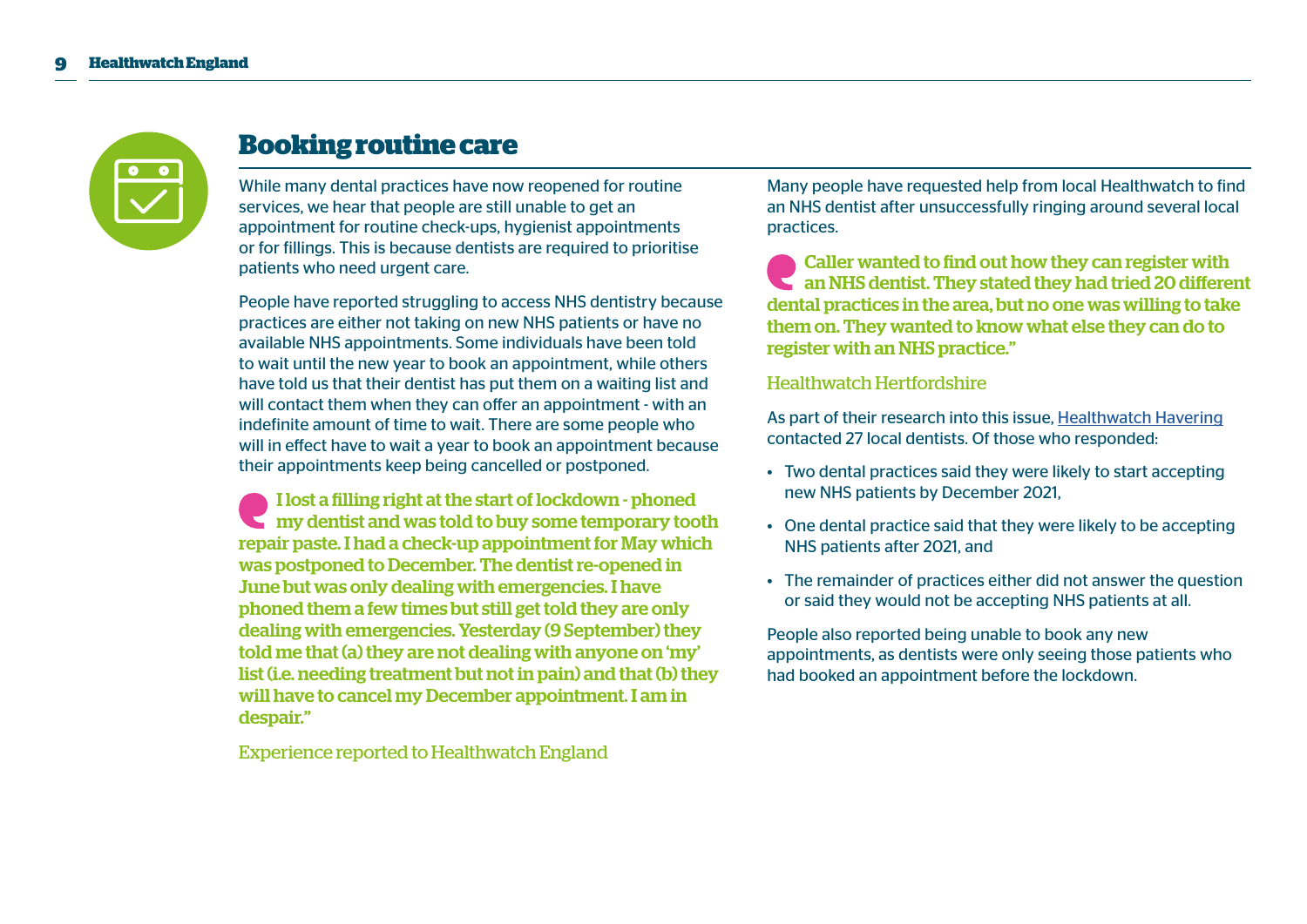## Booking routine care

While many dental practices have now reopened for routine services, we hear that people are still unable to get an appointment for routine check-ups, hygienist appointments or for fillings. This is because dentists are required to prioritise patients who need urgent care.

People have reported struggling to access NHS dentistry because practices are either not taking on new NHS patients or have no available NHS appointments. Some individuals have been told to wait until the new year to book an appointment, while others have told us that their dentist has put them on a waiting list and will contact them when they can offer an appointment - with an indefinite amount of time to wait. There are some people who will in effect have to wait a year to book an appointment because their appointments keep being cancelled or postponed.

> **I lost a filling right at the start of lockdown - phoned my dentist and was told to buy some temporary tooth repair paste. I had a check-up appointment for May which was postponed to December. The dentist re-opened in June but was only dealing with emergencies. I have phoned them a few times but still get told they are only dealing with emergencies. Yesterday (9 September) they told me that (a) they are not dealing with anyone on 'my' list (i.e. needing treatment but not in pain) and that (b) they will have to cancel my December appointment. I am in despair."**
>
> Experience reported to Healthwatch England

Many people have requested help from local Healthwatch to find an NHS dentist after unsuccessfully ringing around several local practices.

> **Caller wanted to find out how they can register with an NHS dentist. They stated they had tried 20 different dental practices in the area, but no one was willing to take them on. They wanted to know what else they can do to register with an NHS practice."**
>
> Healthwatch Hertfordshire

As part of their research into this issue, Healthwatch Havering contacted 27 local dentists. Of those who responded:

- Two dental practices said they were likely to start accepting new NHS patients by December 2021,
- One dental practice said that they were likely to be accepting NHS patients after 2021, and
- The remainder of practices either did not answer the question or said they would not be accepting NHS patients at all.

People also reported being unable to book any new appointments, as dentists were only seeing those patients who had booked an appointment before the lockdown.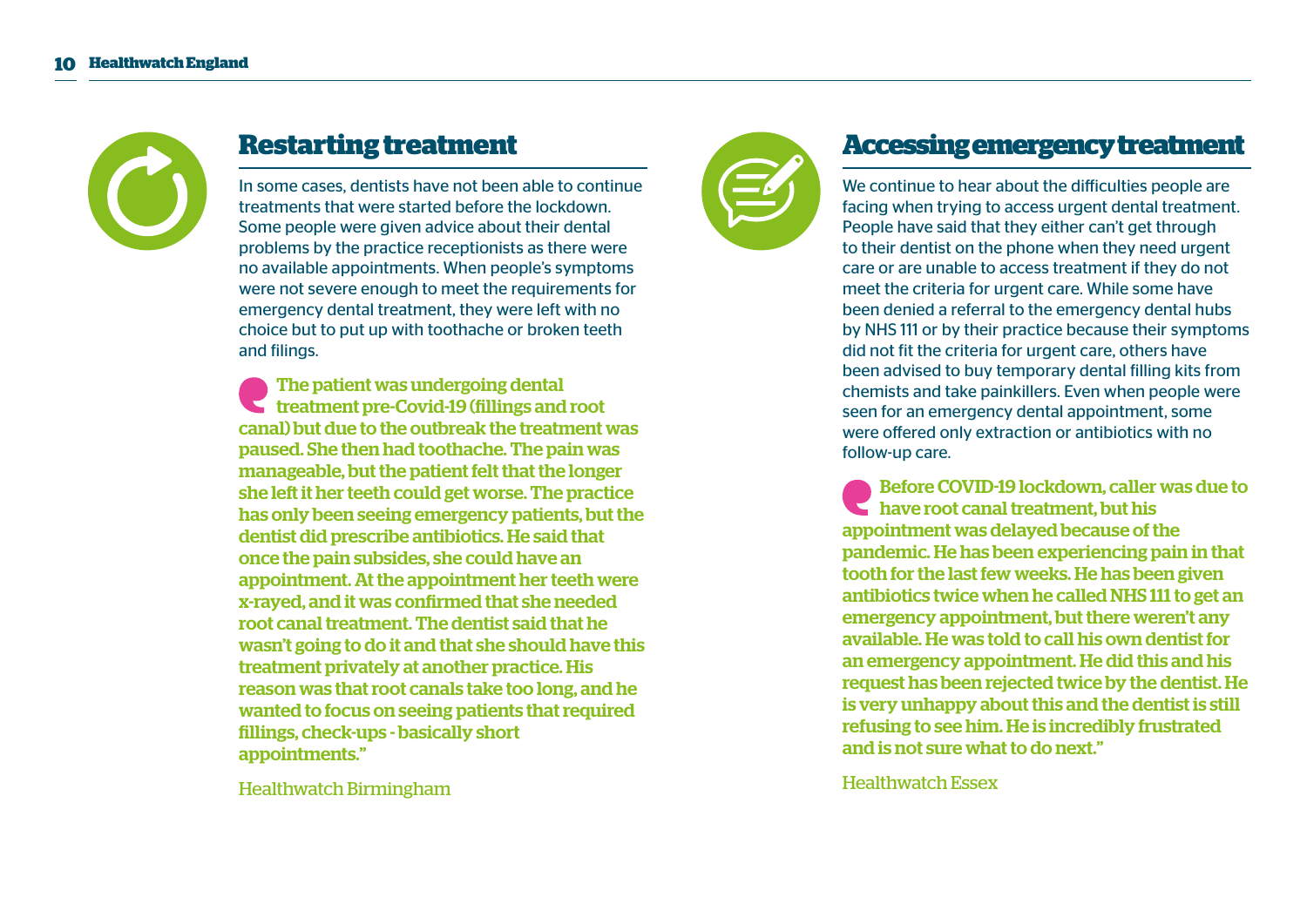## Restarting treatment

In some cases, dentists have not been able to continue treatments that were started before the lockdown. Some people were given advice about their dental problems by the practice receptionists as there were no available appointments. When people's symptoms were not severe enough to meet the requirements for emergency dental treatment, they were left with no choice but to put up with toothache or broken teeth and filings.

> **The patient was undergoing dental treatment pre-Covid-19 (fillings and root canal) but due to the outbreak the treatment was paused. She then had toothache. The pain was manageable, but the patient felt that the longer she left it her teeth could get worse. The practice has only been seeing emergency patients, but the dentist did prescribe antibiotics. He said that once the pain subsides, she could have an appointment. At the appointment her teeth were x-rayed, and it was confirmed that she needed root canal treatment. The dentist said that he wasn't going to do it and that she should have this treatment privately at another practice. His reason was that root canals take too long, and he wanted to focus on seeing patients that required fillings, check-ups - basically short appointments."**
>
> Healthwatch Birmingham

## Accessing emergency treatment

We continue to hear about the difficulties people are facing when trying to access urgent dental treatment. People have said that they either can't get through to their dentist on the phone when they need urgent care or are unable to access treatment if they do not meet the criteria for urgent care. While some have been denied a referral to the emergency dental hubs by NHS 111 or by their practice because their symptoms did not fit the criteria for urgent care, others have been advised to buy temporary dental filling kits from chemists and take painkillers. Even when people were seen for an emergency dental appointment, some were offered only extraction or antibiotics with no follow-up care.

> **Before COVID-19 lockdown, caller was due to have root canal treatment, but his appointment was delayed because of the pandemic. He has been experiencing pain in that tooth for the last few weeks. He has been given antibiotics twice when he called NHS 111 to get an emergency appointment, but there weren't any available. He was told to call his own dentist for an emergency appointment. He did this and his request has been rejected twice by the dentist. He is very unhappy about this and the dentist is still refusing to see him. He is incredibly frustrated and is not sure what to do next."**
>
> Healthwatch Essex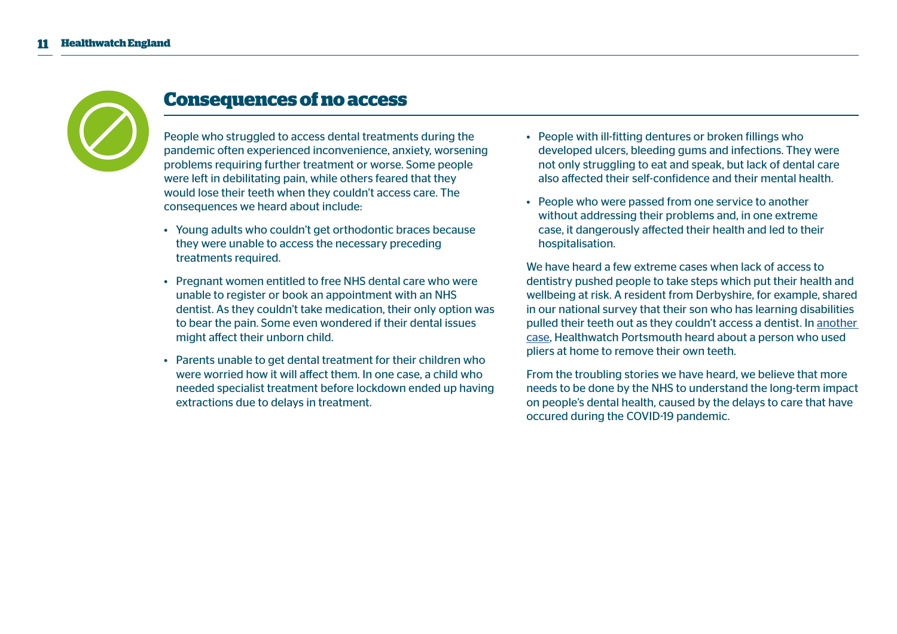## Consequences of no access

People who struggled to access dental treatments during the pandemic often experienced inconvenience, anxiety, worsening problems requiring further treatment or worse. Some people were left in debilitating pain, while others feared that they would lose their teeth when they couldn't access care. The consequences we heard about include:

- Young adults who couldn't get orthodontic braces because they were unable to access the necessary preceding treatments required.
- Pregnant women entitled to free NHS dental care who were unable to register or book an appointment with an NHS dentist. As they couldn't take medication, their only option was to bear the pain. Some even wondered if their dental issues might affect their unborn child.
- Parents unable to get dental treatment for their children who were worried how it will affect them. In one case, a child who needed specialist treatment before lockdown ended up having extractions due to delays in treatment.
- People with ill-fitting dentures or broken fillings who developed ulcers, bleeding gums and infections. They were not only struggling to eat and speak, but lack of dental care also affected their self-confidence and their mental health.
- People who were passed from one service to another without addressing their problems and, in one extreme case, it dangerously affected their health and led to their hospitalisation.

We have heard a few extreme cases when lack of access to dentistry pushed people to take steps which put their health and wellbeing at risk. A resident from Derbyshire, for example, shared in our national survey that their son who has learning disabilities pulled their teeth out as they couldn't access a dentist. In another case, Healthwatch Portsmouth heard about a person who used pliers at home to remove their own teeth.

From the troubling stories we have heard, we believe that more needs to be done by the NHS to understand the long-term impact on people's dental health, caused by the delays to care that have occured during the COVID-19 pandemic.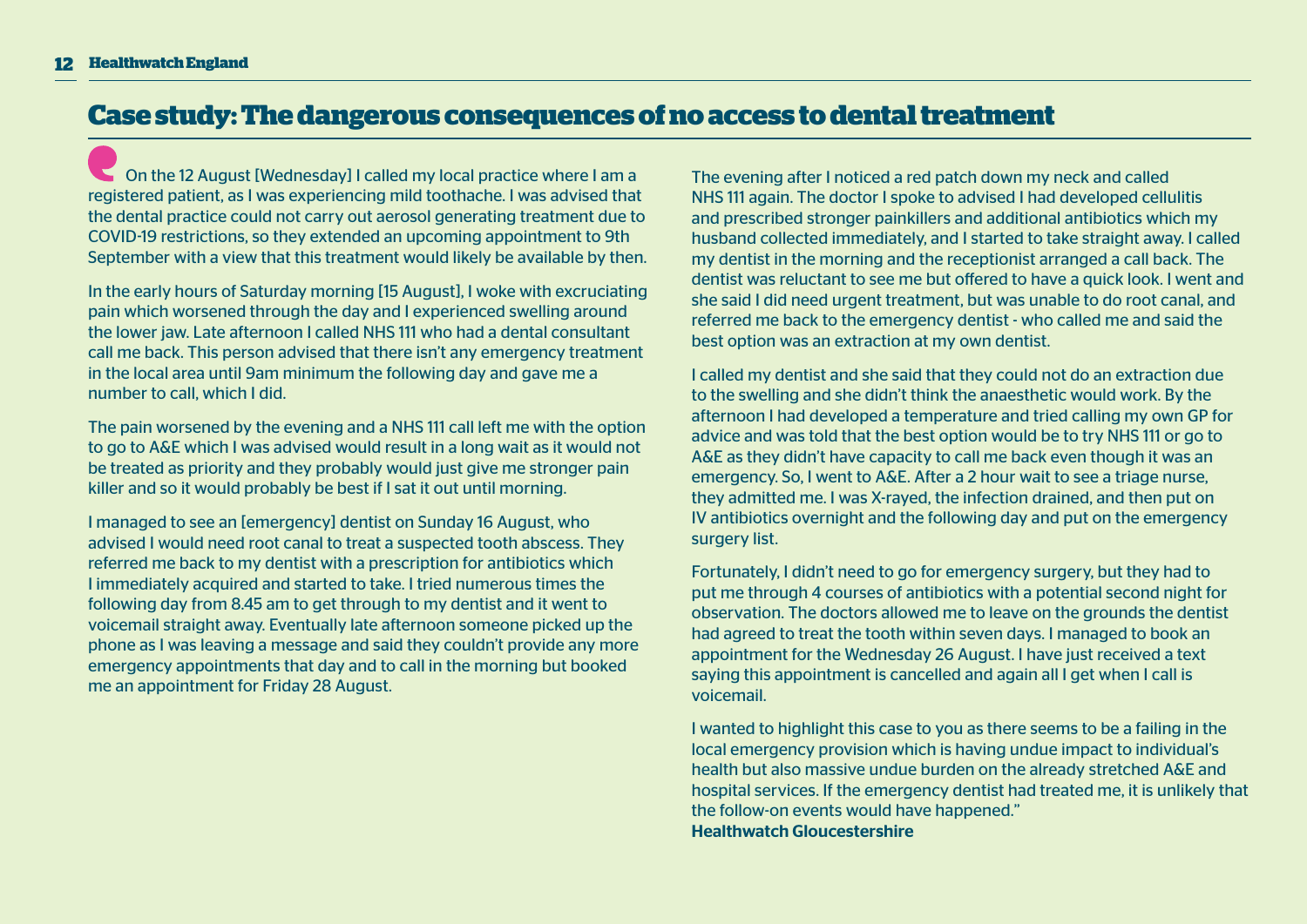# Case study: The dangerous consequences of no access to dental treatment

On the 12 August [Wednesday] I called my local practice where I am a registered patient, as I was experiencing mild toothache. I was advised that the dental practice could not carry out aerosol generating treatment due to COVID-19 restrictions, so they extended an upcoming appointment to 9th September with a view that this treatment would likely be available by then.

In the early hours of Saturday morning [15 August], I woke with excruciating pain which worsened through the day and I experienced swelling around the lower jaw. Late afternoon I called NHS 111 who had a dental consultant call me back. This person advised that there isn't any emergency treatment in the local area until 9am minimum the following day and gave me a number to call, which I did.

The pain worsened by the evening and a NHS 111 call left me with the option to go to A&E which I was advised would result in a long wait as it would not be treated as priority and they probably would just give me stronger pain killer and so it would probably be best if I sat it out until morning.

I managed to see an [emergency] dentist on Sunday 16 August, who advised I would need root canal to treat a suspected tooth abscess. They referred me back to my dentist with a prescription for antibiotics which I immediately acquired and started to take. I tried numerous times the following day from 8.45 am to get through to my dentist and it went to voicemail straight away. Eventually late afternoon someone picked up the phone as I was leaving a message and said they couldn't provide any more emergency appointments that day and to call in the morning but booked me an appointment for Friday 28 August.

The evening after I noticed a red patch down my neck and called NHS 111 again. The doctor I spoke to advised I had developed cellulitis and prescribed stronger painkillers and additional antibiotics which my husband collected immediately, and I started to take straight away. I called my dentist in the morning and the receptionist arranged a call back. The dentist was reluctant to see me but offered to have a quick look. I went and she said I did need urgent treatment, but was unable to do root canal, and referred me back to the emergency dentist - who called me and said the best option was an extraction at my own dentist.

I called my dentist and she said that they could not do an extraction due to the swelling and she didn't think the anaesthetic would work. By the afternoon I had developed a temperature and tried calling my own GP for advice and was told that the best option would be to try NHS 111 or go to A&E as they didn't have capacity to call me back even though it was an emergency. So, I went to A&E. After a 2 hour wait to see a triage nurse, they admitted me. I was X-rayed, the infection drained, and then put on IV antibiotics overnight and the following day and put on the emergency surgery list.

Fortunately, I didn't need to go for emergency surgery, but they had to put me through 4 courses of antibiotics with a potential second night for observation. The doctors allowed me to leave on the grounds the dentist had agreed to treat the tooth within seven days. I managed to book an appointment for the Wednesday 26 August. I have just received a text saying this appointment is cancelled and again all I get when I call is voicemail.

I wanted to highlight this case to you as there seems to be a failing in the local emergency provision which is having undue impact to individual's health but also massive undue burden on the already stretched A&E and hospital services. If the emergency dentist had treated me, it is unlikely that the follow-on events would have happened."

**Healthwatch Gloucestershire**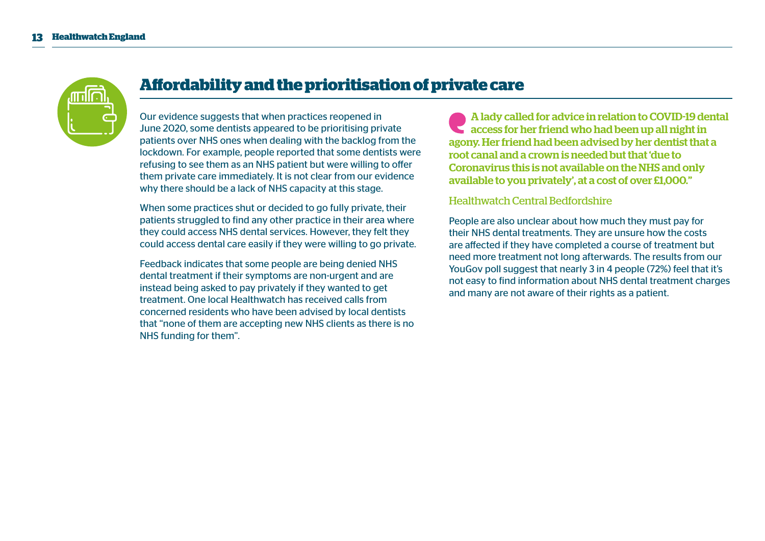## Affordability and the prioritisation of private care

Our evidence suggests that when practices reopened in June 2020, some dentists appeared to be prioritising private patients over NHS ones when dealing with the backlog from the lockdown. For example, people reported that some dentists were refusing to see them as an NHS patient but were willing to offer them private care immediately. It is not clear from our evidence why there should be a lack of NHS capacity at this stage.

When some practices shut or decided to go fully private, their patients struggled to find any other practice in their area where they could access NHS dental services. However, they felt they could access dental care easily if they were willing to go private.

Feedback indicates that some people are being denied NHS dental treatment if their symptoms are non-urgent and are instead being asked to pay privately if they wanted to get treatment. One local Healthwatch has received calls from concerned residents who have been advised by local dentists that "none of them are accepting new NHS clients as there is no NHS funding for them".

> **A lady called for advice in relation to COVID-19 dental access for her friend who had been up all night in agony. Her friend had been advised by her dentist that a root canal and a crown is needed but that 'due to Coronavirus this is not available on the NHS and only available to you privately', at a cost of over £1,000."**
>
> Healthwatch Central Bedfordshire

People are also unclear about how much they must pay for their NHS dental treatments. They are unsure how the costs are affected if they have completed a course of treatment but need more treatment not long afterwards. The results from our YouGov poll suggest that nearly 3 in 4 people (72%) feel that it's not easy to find information about NHS dental treatment charges and many are not aware of their rights as a patient.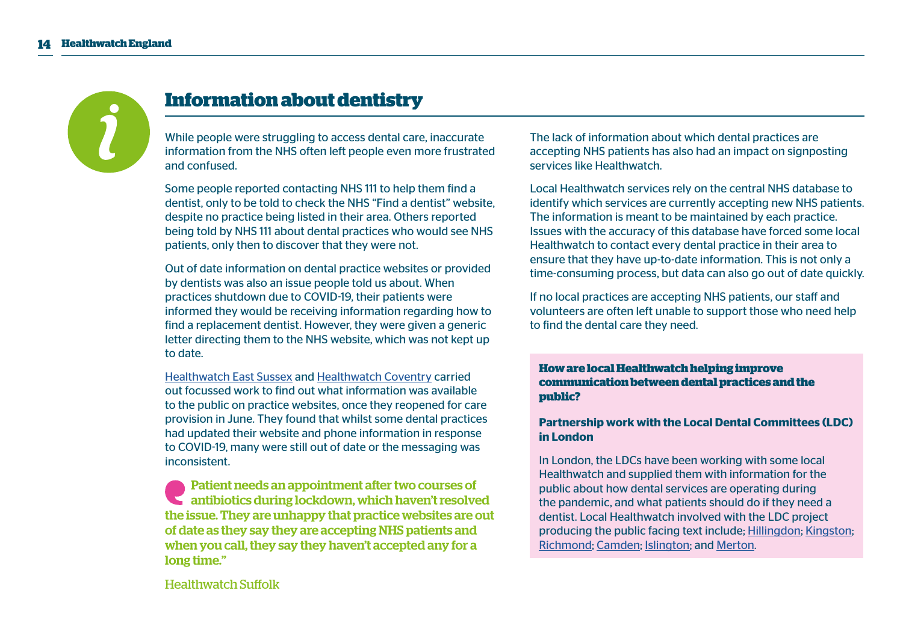# Information about dentistry

While people were struggling to access dental care, inaccurate information from the NHS often left people even more frustrated and confused.

Some people reported contacting NHS 111 to help them find a dentist, only to be told to check the NHS "Find a dentist" website, despite no practice being listed in their area. Others reported being told by NHS 111 about dental practices who would see NHS patients, only then to discover that they were not.

Out of date information on dental practice websites or provided by dentists was also an issue people told us about. When practices shutdown due to COVID-19, their patients were informed they would be receiving information regarding how to find a replacement dentist. However, they were given a generic letter directing them to the NHS website, which was not kept up to date.

Healthwatch East Sussex and Healthwatch Coventry carried out focussed work to find out what information was available to the public on practice websites, once they reopened for care provision in June. They found that whilst some dental practices had updated their website and phone information in response to COVID-19, many were still out of date or the messaging was inconsistent.

> **Patient needs an appointment after two courses of antibiotics during lockdown, which haven't resolved the issue. They are unhappy that practice websites are out of date as they say they are accepting NHS patients and when you call, they say they haven't accepted any for a long time."**
>
> Healthwatch Suffolk

The lack of information about which dental practices are accepting NHS patients has also had an impact on signposting services like Healthwatch.

Local Healthwatch services rely on the central NHS database to identify which services are currently accepting new NHS patients. The information is meant to be maintained by each practice. Issues with the accuracy of this database have forced some local Healthwatch to contact every dental practice in their area to ensure that they have up-to-date information. This is not only a time-consuming process, but data can also go out of date quickly.

If no local practices are accepting NHS patients, our staff and volunteers are often left unable to support those who need help to find the dental care they need.

**How are local Healthwatch helping improve communication between dental practices and the public?**

**Partnership work with the Local Dental Committees (LDC) in London**

In London, the LDCs have been working with some local Healthwatch and supplied them with information for the public about how dental services are operating during the pandemic, and what patients should do if they need a dentist. Local Healthwatch involved with the LDC project producing the public facing text include; Hillingdon; Kingston; Richmond; Camden; Islington; and Merton.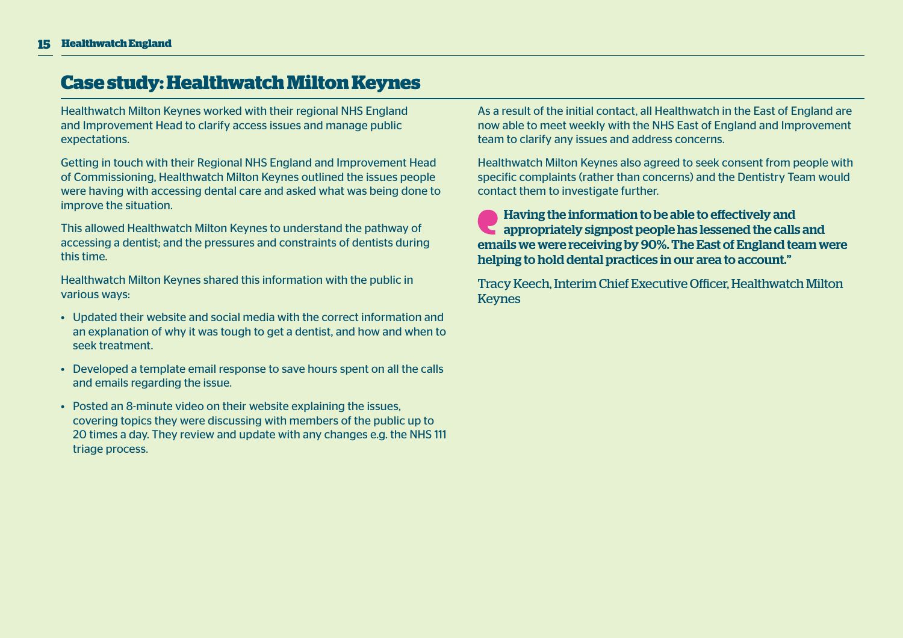# Case study: Healthwatch Milton Keynes

Healthwatch Milton Keynes worked with their regional NHS England and Improvement Head to clarify access issues and manage public expectations.

Getting in touch with their Regional NHS England and Improvement Head of Commissioning, Healthwatch Milton Keynes outlined the issues people were having with accessing dental care and asked what was being done to improve the situation.

This allowed Healthwatch Milton Keynes to understand the pathway of accessing a dentist; and the pressures and constraints of dentists during this time.

Healthwatch Milton Keynes shared this information with the public in various ways:

- Updated their website and social media with the correct information and an explanation of why it was tough to get a dentist, and how and when to seek treatment.
- Developed a template email response to save hours spent on all the calls and emails regarding the issue.
- Posted an 8-minute video on their website explaining the issues, covering topics they were discussing with members of the public up to 20 times a day. They review and update with any changes e.g. the NHS 111 triage process.

As a result of the initial contact, all Healthwatch in the East of England are now able to meet weekly with the NHS East of England and Improvement team to clarify any issues and address concerns.

Healthwatch Milton Keynes also agreed to seek consent from people with specific complaints (rather than concerns) and the Dentistry Team would contact them to investigate further.

> **Having the information to be able to effectively and appropriately signpost people has lessened the calls and emails we were receiving by 90%. The East of England team were helping to hold dental practices in our area to account."**

Tracy Keech, Interim Chief Executive Officer, Healthwatch Milton Keynes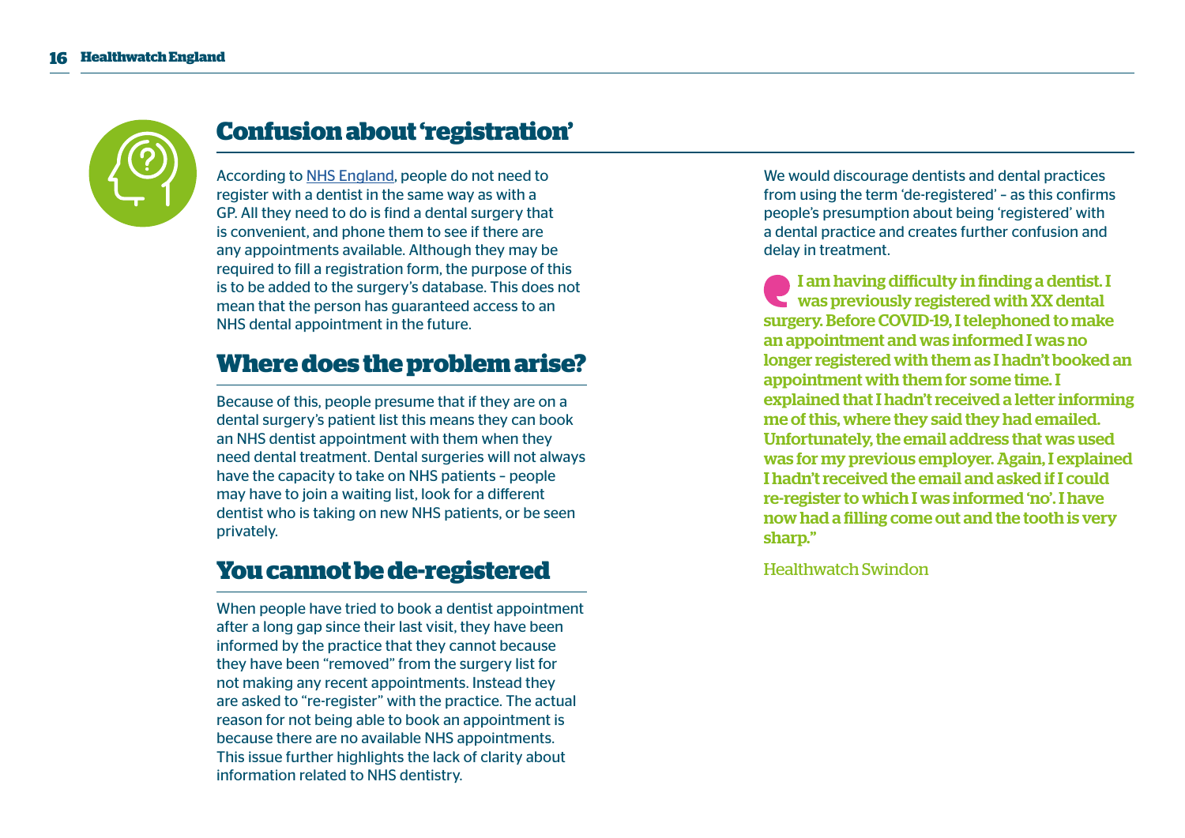## Confusion about 'registration'

According to NHS England, people do not need to register with a dentist in the same way as with a GP. All they need to do is find a dental surgery that is convenient, and phone them to see if there are any appointments available. Although they may be required to fill a registration form, the purpose of this is to be added to the surgery's database. This does not mean that the person has guaranteed access to an NHS dental appointment in the future.

## Where does the problem arise?

Because of this, people presume that if they are on a dental surgery's patient list this means they can book an NHS dentist appointment with them when they need dental treatment. Dental surgeries will not always have the capacity to take on NHS patients – people may have to join a waiting list, look for a different dentist who is taking on new NHS patients, or be seen privately.

## You cannot be de-registered

When people have tried to book a dentist appointment after a long gap since their last visit, they have been informed by the practice that they cannot because they have been "removed" from the surgery list for not making any recent appointments. Instead they are asked to "re-register" with the practice. The actual reason for not being able to book an appointment is because there are no available NHS appointments. This issue further highlights the lack of clarity about information related to NHS dentistry.

We would discourage dentists and dental practices from using the term 'de-registered' – as this confirms people's presumption about being 'registered' with a dental practice and creates further confusion and delay in treatment.

> **I am having difficulty in finding a dentist. I was previously registered with XX dental surgery. Before COVID-19, I telephoned to make an appointment and was informed I was no longer registered with them as I hadn't booked an appointment with them for some time. I explained that I hadn't received a letter informing me of this, where they said they had emailed. Unfortunately, the email address that was used was for my previous employer. Again, I explained I hadn't received the email and asked if I could re-register to which I was informed 'no'. I have now had a filling come out and the tooth is very sharp."**
>
> Healthwatch Swindon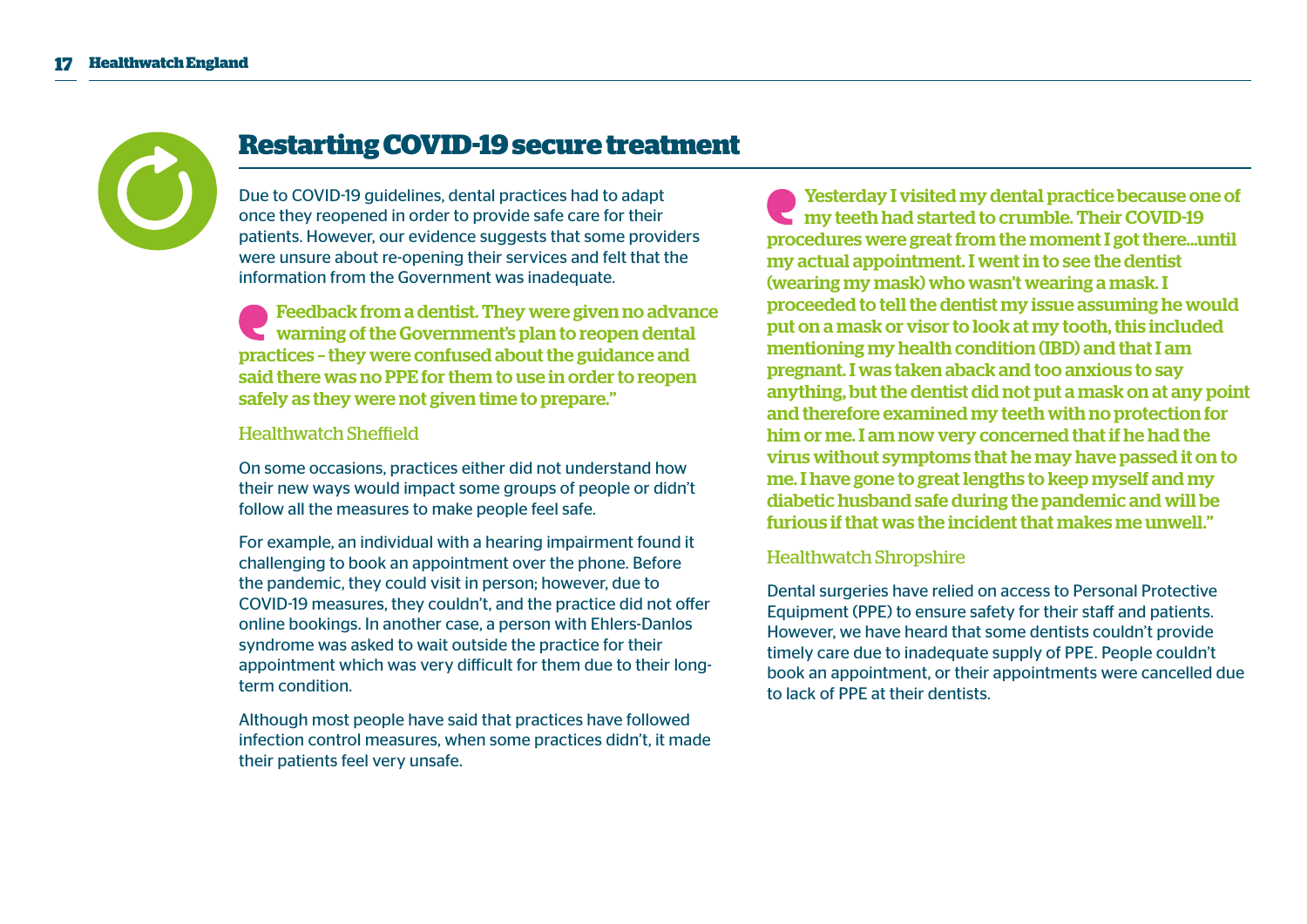# Restarting COVID-19 secure treatment

Due to COVID-19 guidelines, dental practices had to adapt once they reopened in order to provide safe care for their patients. However, our evidence suggests that some providers were unsure about re-opening their services and felt that the information from the Government was inadequate.

> **Feedback from a dentist. They were given no advance warning of the Government's plan to reopen dental practices – they were confused about the guidance and said there was no PPE for them to use in order to reopen safely as they were not given time to prepare."**
>
> Healthwatch Sheffield

On some occasions, practices either did not understand how their new ways would impact some groups of people or didn't follow all the measures to make people feel safe.

For example, an individual with a hearing impairment found it challenging to book an appointment over the phone. Before the pandemic, they could visit in person; however, due to COVID-19 measures, they couldn't, and the practice did not offer online bookings. In another case, a person with Ehlers-Danlos syndrome was asked to wait outside the practice for their appointment which was very difficult for them due to their long-term condition.

Although most people have said that practices have followed infection control measures, when some practices didn't, it made their patients feel very unsafe.

> **Yesterday I visited my dental practice because one of my teeth had started to crumble. Their COVID-19 procedures were great from the moment I got there...until my actual appointment. I went in to see the dentist (wearing my mask) who wasn't wearing a mask. I proceeded to tell the dentist my issue assuming he would put on a mask or visor to look at my tooth, this included mentioning my health condition (IBD) and that I am pregnant. I was taken aback and too anxious to say anything, but the dentist did not put a mask on at any point and therefore examined my teeth with no protection for him or me. I am now very concerned that if he had the virus without symptoms that he may have passed it on to me. I have gone to great lengths to keep myself and my diabetic husband safe during the pandemic and will be furious if that was the incident that makes me unwell."**
>
> Healthwatch Shropshire

Dental surgeries have relied on access to Personal Protective Equipment (PPE) to ensure safety for their staff and patients. However, we have heard that some dentists couldn't provide timely care due to inadequate supply of PPE. People couldn't book an appointment, or their appointments were cancelled due to lack of PPE at their dentists.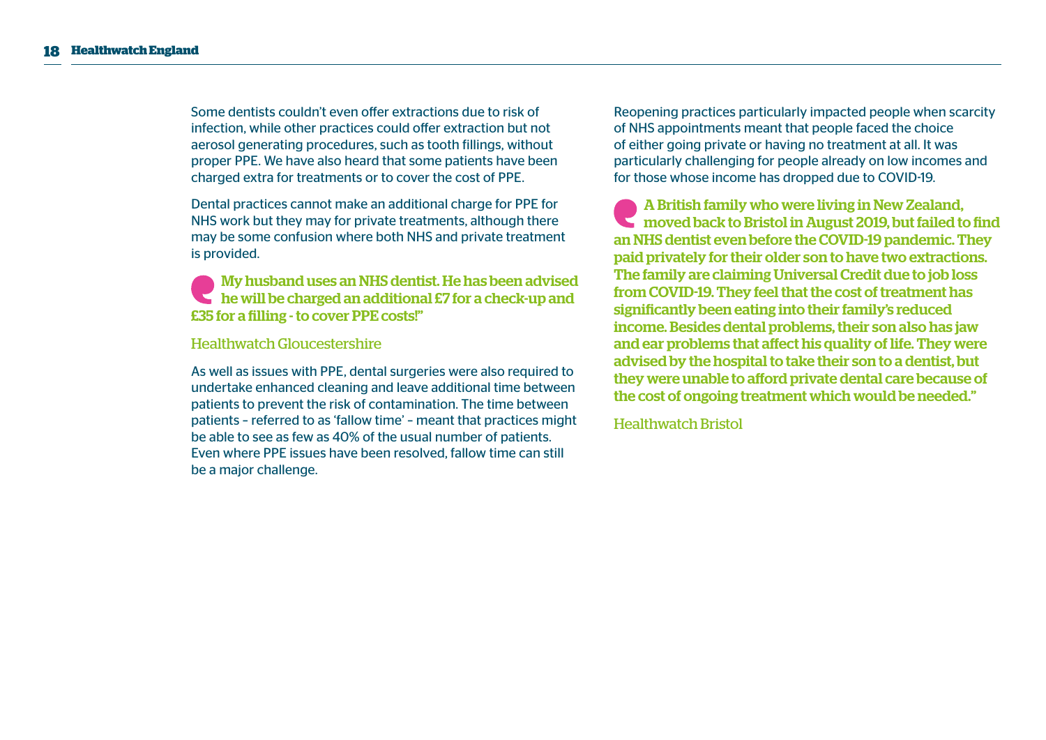Some dentists couldn't even offer extractions due to risk of infection, while other practices could offer extraction but not aerosol generating procedures, such as tooth fillings, without proper PPE. We have also heard that some patients have been charged extra for treatments or to cover the cost of PPE.

Dental practices cannot make an additional charge for PPE for NHS work but they may for private treatments, although there may be some confusion where both NHS and private treatment is provided.

> **My husband uses an NHS dentist. He has been advised he will be charged an additional £7 for a check-up and £35 for a filling - to cover PPE costs!"**
>
> Healthwatch Gloucestershire

As well as issues with PPE, dental surgeries were also required to undertake enhanced cleaning and leave additional time between patients to prevent the risk of contamination. The time between patients – referred to as 'fallow time' – meant that practices might be able to see as few as 40% of the usual number of patients. Even where PPE issues have been resolved, fallow time can still be a major challenge.

Reopening practices particularly impacted people when scarcity of NHS appointments meant that people faced the choice of either going private or having no treatment at all. It was particularly challenging for people already on low incomes and for those whose income has dropped due to COVID-19.

> **A British family who were living in New Zealand, moved back to Bristol in August 2019, but failed to find an NHS dentist even before the COVID-19 pandemic. They paid privately for their older son to have two extractions. The family are claiming Universal Credit due to job loss from COVID-19. They feel that the cost of treatment has significantly been eating into their family's reduced income. Besides dental problems, their son also has jaw and ear problems that affect his quality of life. They were advised by the hospital to take their son to a dentist, but they were unable to afford private dental care because of the cost of ongoing treatment which would be needed."**
>
> Healthwatch Bristol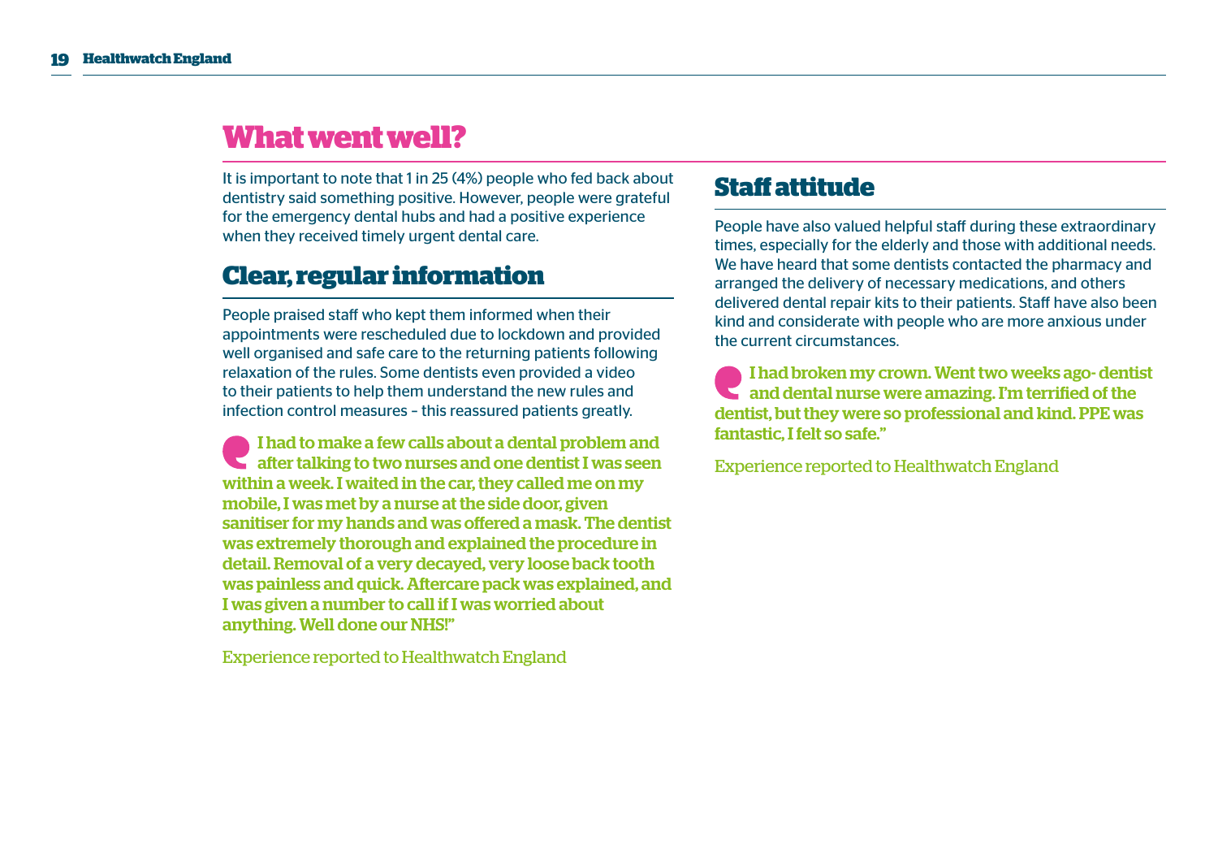# What went well?

It is important to note that 1 in 25 (4%) people who fed back about dentistry said something positive. However, people were grateful for the emergency dental hubs and had a positive experience when they received timely urgent dental care.

## Clear, regular information

People praised staff who kept them informed when their appointments were rescheduled due to lockdown and provided well organised and safe care to the returning patients following relaxation of the rules. Some dentists even provided a video to their patients to help them understand the new rules and infection control measures – this reassured patients greatly.

> **I had to make a few calls about a dental problem and after talking to two nurses and one dentist I was seen within a week. I waited in the car, they called me on my mobile, I was met by a nurse at the side door, given sanitiser for my hands and was offered a mask. The dentist was extremely thorough and explained the procedure in detail. Removal of a very decayed, very loose back tooth was painless and quick. Aftercare pack was explained, and I was given a number to call if I was worried about anything. Well done our NHS!"**

Experience reported to Healthwatch England

## Staff attitude

People have also valued helpful staff during these extraordinary times, especially for the elderly and those with additional needs. We have heard that some dentists contacted the pharmacy and arranged the delivery of necessary medications, and others delivered dental repair kits to their patients. Staff have also been kind and considerate with people who are more anxious under the current circumstances.

> **I had broken my crown. Went two weeks ago- dentist and dental nurse were amazing. I'm terrified of the dentist, but they were so professional and kind. PPE was fantastic, I felt so safe."**

Experience reported to Healthwatch England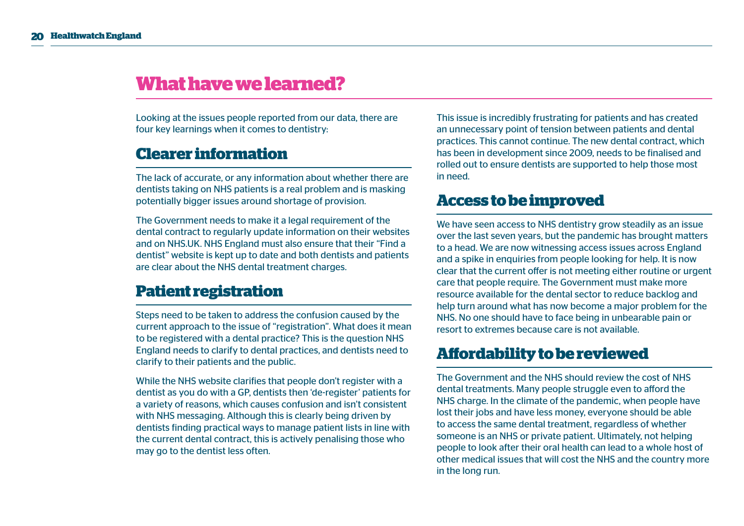# What have we learned?

Looking at the issues people reported from our data, there are four key learnings when it comes to dentistry:

## Clearer information

The lack of accurate, or any information about whether there are dentists taking on NHS patients is a real problem and is masking potentially bigger issues around shortage of provision.

The Government needs to make it a legal requirement of the dental contract to regularly update information on their websites and on NHS.UK. NHS England must also ensure that their "Find a dentist" website is kept up to date and both dentists and patients are clear about the NHS dental treatment charges.

## Patient registration

Steps need to be taken to address the confusion caused by the current approach to the issue of "registration". What does it mean to be registered with a dental practice? This is the question NHS England needs to clarify to dental practices, and dentists need to clarify to their patients and the public.

While the NHS website clarifies that people don't register with a dentist as you do with a GP, dentists then 'de-register' patients for a variety of reasons, which causes confusion and isn't consistent with NHS messaging. Although this is clearly being driven by dentists finding practical ways to manage patient lists in line with the current dental contract, this is actively penalising those who may go to the dentist less often.

This issue is incredibly frustrating for patients and has created an unnecessary point of tension between patients and dental practices. This cannot continue. The new dental contract, which has been in development since 2009, needs to be finalised and rolled out to ensure dentists are supported to help those most in need.

## Access to be improved

We have seen access to NHS dentistry grow steadily as an issue over the last seven years, but the pandemic has brought matters to a head. We are now witnessing access issues across England and a spike in enquiries from people looking for help. It is now clear that the current offer is not meeting either routine or urgent care that people require. The Government must make more resource available for the dental sector to reduce backlog and help turn around what has now become a major problem for the NHS. No one should have to face being in unbearable pain or resort to extremes because care is not available.

## Affordability to be reviewed

The Government and the NHS should review the cost of NHS dental treatments. Many people struggle even to afford the NHS charge. In the climate of the pandemic, when people have lost their jobs and have less money, everyone should be able to access the same dental treatment, regardless of whether someone is an NHS or private patient. Ultimately, not helping people to look after their oral health can lead to a whole host of other medical issues that will cost the NHS and the country more in the long run.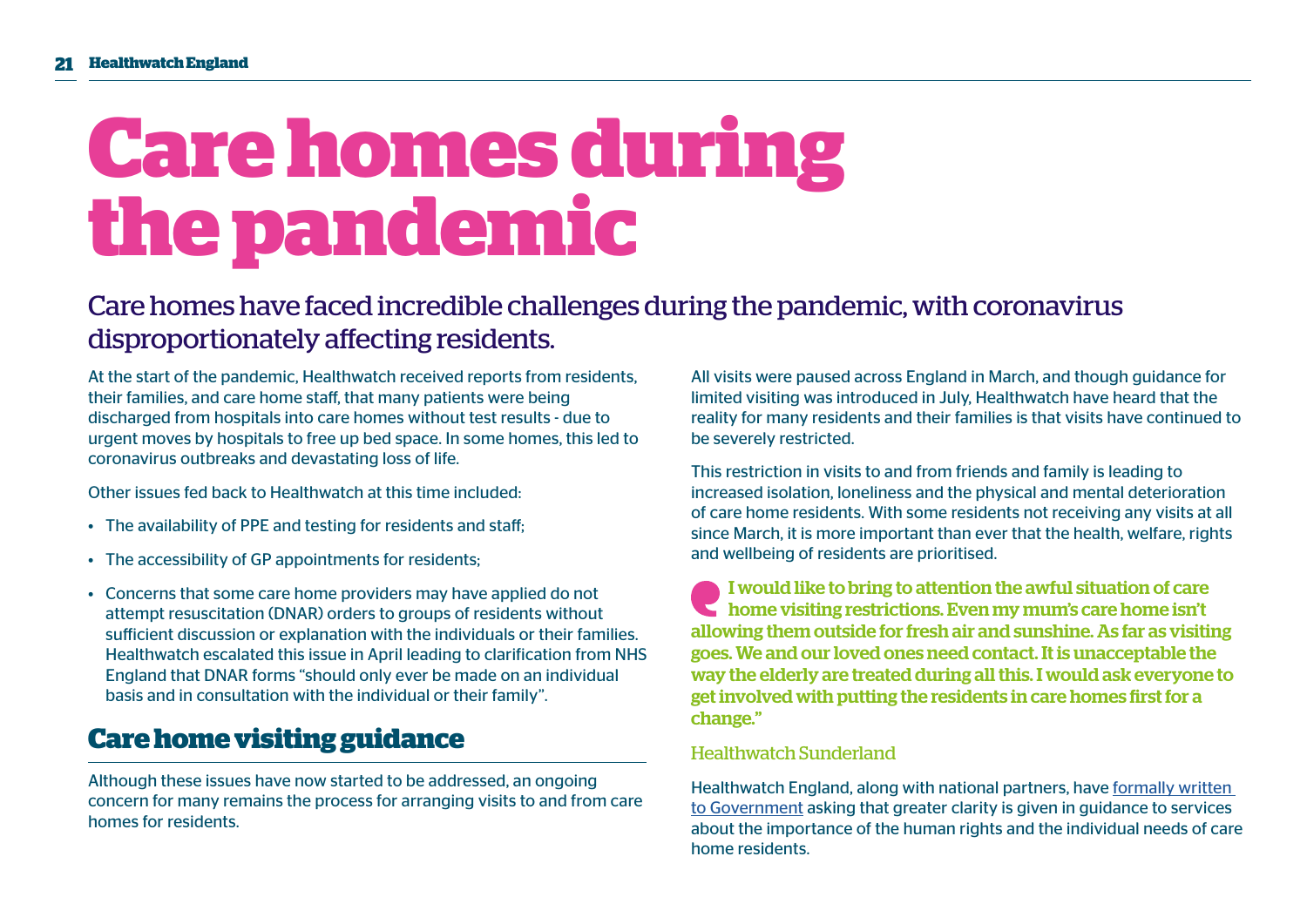# Care homes during the pandemic

## Care homes have faced incredible challenges during the pandemic, with coronavirus disproportionately affecting residents.

At the start of the pandemic, Healthwatch received reports from residents, their families, and care home staff, that many patients were being discharged from hospitals into care homes without test results - due to urgent moves by hospitals to free up bed space. In some homes, this led to coronavirus outbreaks and devastating loss of life.

Other issues fed back to Healthwatch at this time included:

- The availability of PPE and testing for residents and staff;
- The accessibility of GP appointments for residents;
- Concerns that some care home providers may have applied do not attempt resuscitation (DNAR) orders to groups of residents without sufficient discussion or explanation with the individuals or their families. Healthwatch escalated this issue in April leading to clarification from NHS England that DNAR forms "should only ever be made on an individual basis and in consultation with the individual or their family".

## Care home visiting guidance

Although these issues have now started to be addressed, an ongoing concern for many remains the process for arranging visits to and from care homes for residents.

All visits were paused across England in March, and though guidance for limited visiting was introduced in July, Healthwatch have heard that the reality for many residents and their families is that visits have continued to be severely restricted.

This restriction in visits to and from friends and family is leading to increased isolation, loneliness and the physical and mental deterioration of care home residents. With some residents not receiving any visits at all since March, it is more important than ever that the health, welfare, rights and wellbeing of residents are prioritised.

> **I would like to bring to attention the awful situation of care home visiting restrictions. Even my mum's care home isn't allowing them outside for fresh air and sunshine. As far as visiting goes. We and our loved ones need contact. It is unacceptable the way the elderly are treated during all this. I would ask everyone to get involved with putting the residents in care homes first for a change."**
>
> Healthwatch Sunderland

Healthwatch England, along with national partners, have formally written to Government asking that greater clarity is given in guidance to services about the importance of the human rights and the individual needs of care home residents.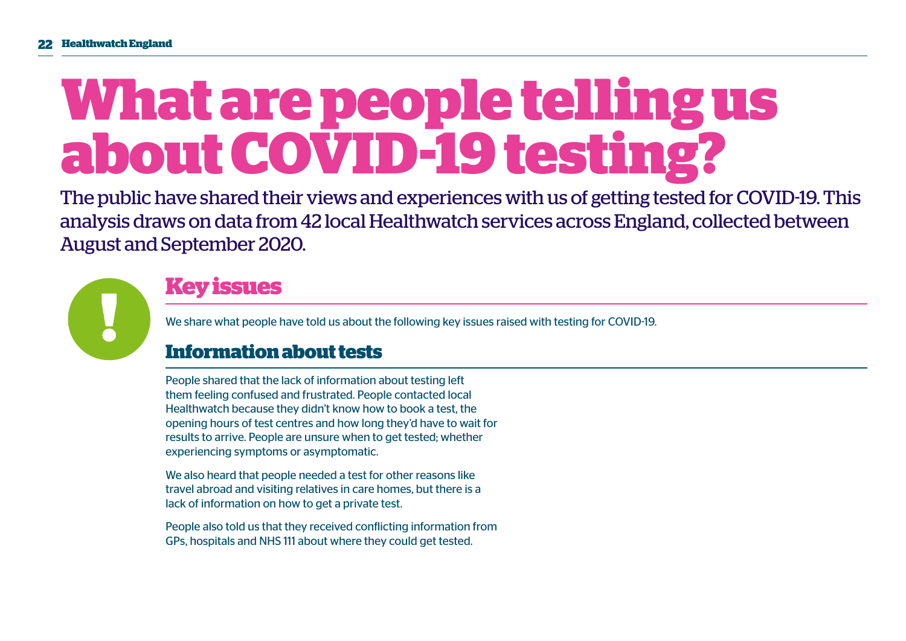# What are people telling us about COVID-19 testing?

The public have shared their views and experiences with us of getting tested for COVID-19. This analysis draws on data from 42 local Healthwatch services across England, collected between August and September 2020.

## Key issues

We share what people have told us about the following key issues raised with testing for COVID-19.

### Information about tests

People shared that the lack of information about testing left them feeling confused and frustrated. People contacted local Healthwatch because they didn't know how to book a test, the opening hours of test centres and how long they'd have to wait for results to arrive. People are unsure when to get tested; whether experiencing symptoms or asymptomatic.

We also heard that people needed a test for other reasons like travel abroad and visiting relatives in care homes, but there is a lack of information on how to get a private test.

People also told us that they received conflicting information from GPs, hospitals and NHS 111 about where they could get tested.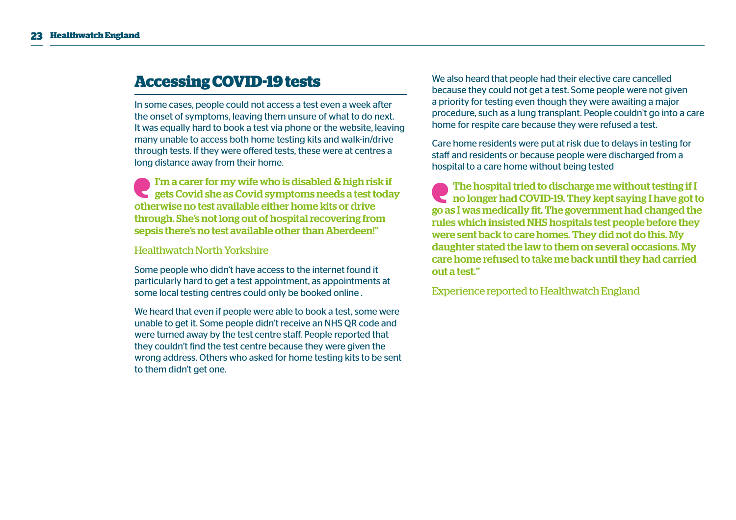## Accessing COVID-19 tests

In some cases, people could not access a test even a week after the onset of symptoms, leaving them unsure of what to do next. It was equally hard to book a test via phone or the website, leaving many unable to access both home testing kits and walk-in/drive through tests. If they were offered tests, these were at centres a long distance away from their home.

> **I'm a carer for my wife who is disabled & high risk if gets Covid she as Covid symptoms needs a test today otherwise no test available either home kits or drive through. She's not long out of hospital recovering from sepsis there's no test available other than Aberdeen!"**
>
> Healthwatch North Yorkshire

Some people who didn't have access to the internet found it particularly hard to get a test appointment, as appointments at some local testing centres could only be booked online .

We heard that even if people were able to book a test, some were unable to get it. Some people didn't receive an NHS QR code and were turned away by the test centre staff. People reported that they couldn't find the test centre because they were given the wrong address. Others who asked for home testing kits to be sent to them didn't get one.

We also heard that people had their elective care cancelled because they could not get a test. Some people were not given a priority for testing even though they were awaiting a major procedure, such as a lung transplant. People couldn't go into a care home for respite care because they were refused a test.

Care home residents were put at risk due to delays in testing for staff and residents or because people were discharged from a hospital to a care home without being tested

> **The hospital tried to discharge me without testing if I no longer had COVID-19. They kept saying I have got to go as I was medically fit. The government had changed the rules which insisted NHS hospitals test people before they were sent back to care homes. They did not do this. My daughter stated the law to them on several occasions. My care home refused to take me back until they had carried out a test."**
>
> Experience reported to Healthwatch England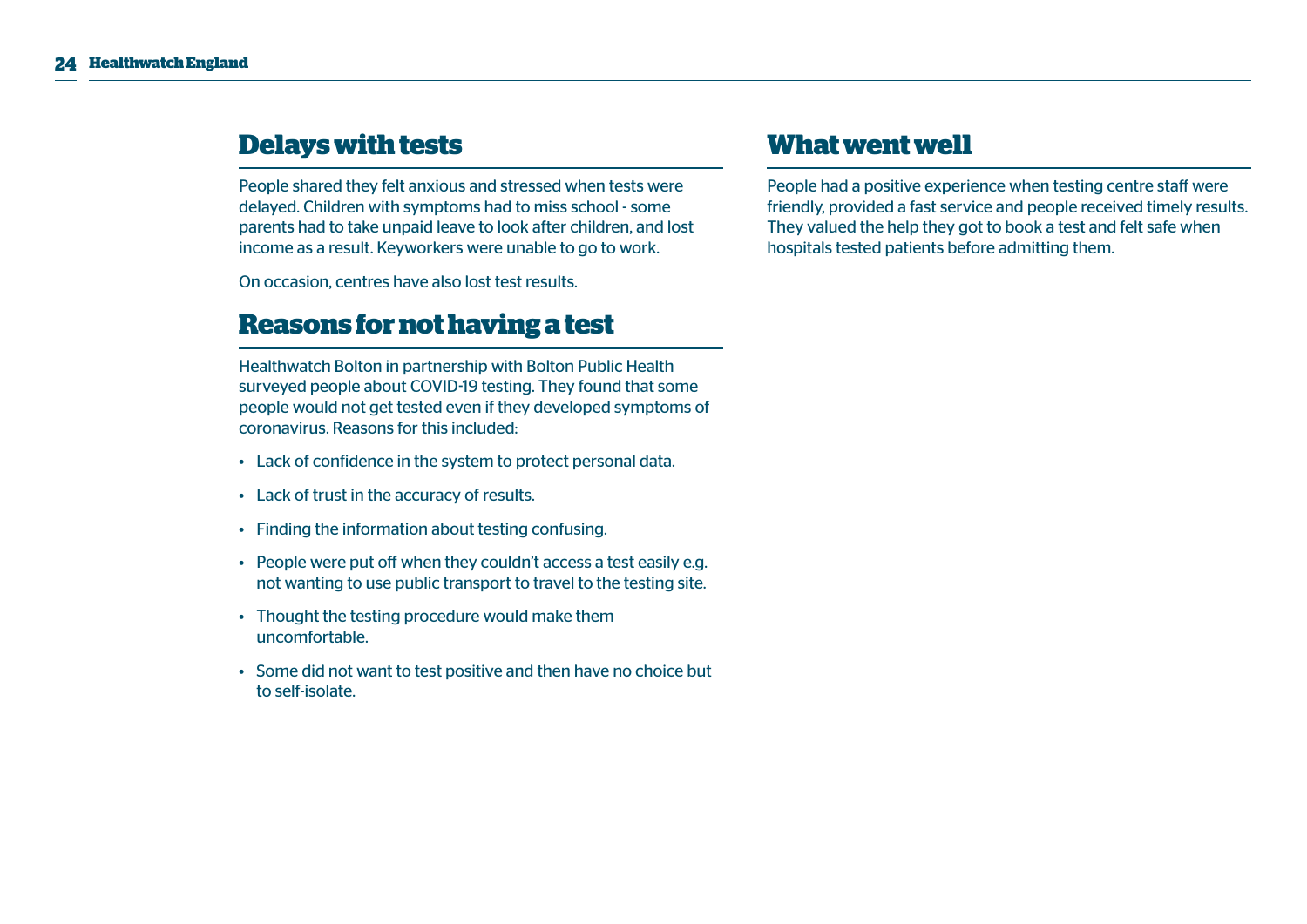## Delays with tests

People shared they felt anxious and stressed when tests were delayed. Children with symptoms had to miss school - some parents had to take unpaid leave to look after children, and lost income as a result. Keyworkers were unable to go to work.

On occasion, centres have also lost test results.

## Reasons for not having a test

Healthwatch Bolton in partnership with Bolton Public Health surveyed people about COVID-19 testing. They found that some people would not get tested even if they developed symptoms of coronavirus. Reasons for this included:

- Lack of confidence in the system to protect personal data.
- Lack of trust in the accuracy of results.
- Finding the information about testing confusing.
- People were put off when they couldn't access a test easily e.g. not wanting to use public transport to travel to the testing site.
- Thought the testing procedure would make them uncomfortable.
- Some did not want to test positive and then have no choice but to self-isolate.

## What went well

People had a positive experience when testing centre staff were friendly, provided a fast service and people received timely results. They valued the help they got to book a test and felt safe when hospitals tested patients before admitting them.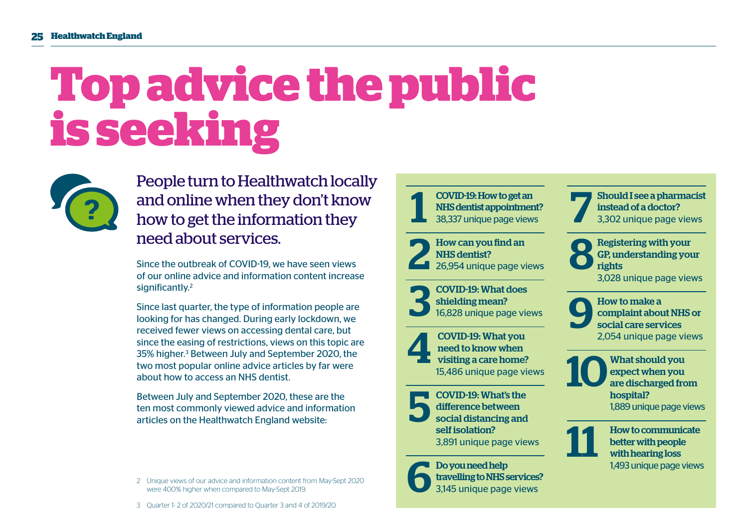# Top advice the public is seeking

## People turn to Healthwatch locally and online when they don't know how to get the information they need about services.

Since the outbreak of COVID-19, we have seen views of our online advice and information content increase significantly.[2]

Since last quarter, the type of information people are looking for has changed. During early lockdown, we received fewer views on accessing dental care, but since the easing of restrictions, views on this topic are 35% higher.[3] Between July and September 2020, the two most popular online advice articles by far were about how to access an NHS dentist.

Between July and September 2020, these are the ten most commonly viewed advice and information articles on the Healthwatch England website:

1. **COVID-19: How to get an NHS dentist appointment?**
   38,337 unique page views
2. **How can you find an NHS dentist?**
   26,954 unique page views
3. **COVID-19: What does shielding mean?**
   16,828 unique page views
4. **COVID-19: What you need to know when visiting a care home?**
   15,486 unique page views
5. **COVID-19: What's the difference between social distancing and self isolation?**
   3,891 unique page views
6. **Do you need help travelling to NHS services?**
   3,145 unique page views
7. **Should I see a pharmacist instead of a doctor?**
   3,302 unique page views
8. **Registering with your GP, understanding your rights**
   3,028 unique page views
9. **How to make a complaint about NHS or social care services**
   2,054 unique page views
10. **What should you expect when you are discharged from hospital?**
    1,889 unique page views
11. **How to communicate better with people with hearing loss**
    1,493 unique page views

2 Unique views of our advice and information content from May-Sept 2020 were 400% higher when compared to May-Sept 2019.

3 Quarter 1- 2 of 2020/21 compared to Quarter 3 and 4 of 2019/20.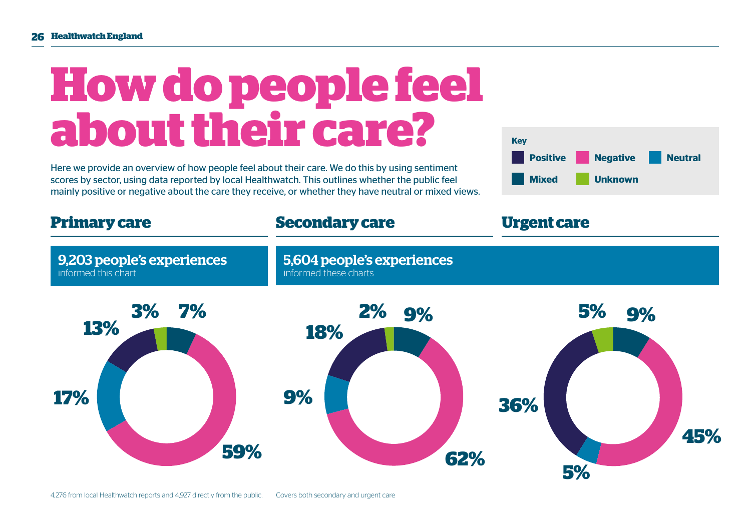# How do people feel about their care?

Here we provide an overview of how people feel about their care. We do this by using sentiment scores by sector, using data reported by local Healthwatch. This outlines whether the public feel mainly positive or negative about the care they receive, or whether they have neutral or mixed views.

**Key**

- Positive
- Negative
- Neutral
- Mixed
- Unknown

## Primary care

**9,203 people's experiences** informed this chart

| Sentiment | % |
|---|---|
| Positive | 13% |
| Negative | 59% |
| Neutral | 17% |
| Mixed | 7% |
| Unknown | 3% |

4,276 from local Healthwatch reports and 4,927 directly from the public.

## Secondary care

**5,604 people's experiences** informed these charts

| Sentiment | % |
|---|---|
| Positive | 18% |
| Negative | 62% |
| Neutral | 9% |
| Mixed | 9% |
| Unknown | 2% |

## Urgent care

| Sentiment | % |
|---|---|
| Positive | 36% |
| Negative | 45% |
| Neutral | 5% |
| Mixed | 9% |
| Unknown | 5% |

Covers both secondary and urgent care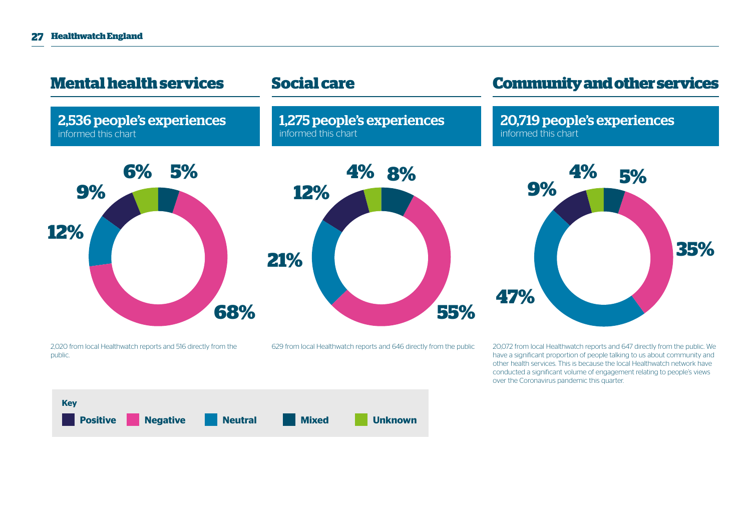## Mental health services

**2,536 people's experiences**
informed this chart

| Sentiment | % |
|---|---|
| Positive | 9% |
| Negative | 68% |
| Neutral | 12% |
| Mixed | 5% |
| Unknown | 6% |

2,020 from local Healthwatch reports and 516 directly from the public.

## Social care

**1,275 people's experiences**
informed this chart

| Sentiment | % |
|---|---|
| Positive | 12% |
| Negative | 55% |
| Neutral | 21% |
| Mixed | 8% |
| Unknown | 4% |

629 from local Healthwatch reports and 646 directly from the public

## Community and other services

**20,719 people's experiences**
informed this chart

| Sentiment | % |
|---|---|
| Positive | 9% |
| Negative | 35% |
| Neutral | 47% |
| Mixed | 5% |
| Unknown | 4% |

20,072 from local Healthwatch reports and 647 directly from the public. We have a significant proportion of people talking to us about community and other health services. This is because the local Healthwatch network have conducted a significant volume of engagement relating to people's views over the Coronavirus pandemic this quarter.

**Key**
Positive | Negative | Neutral | Mixed | Unknown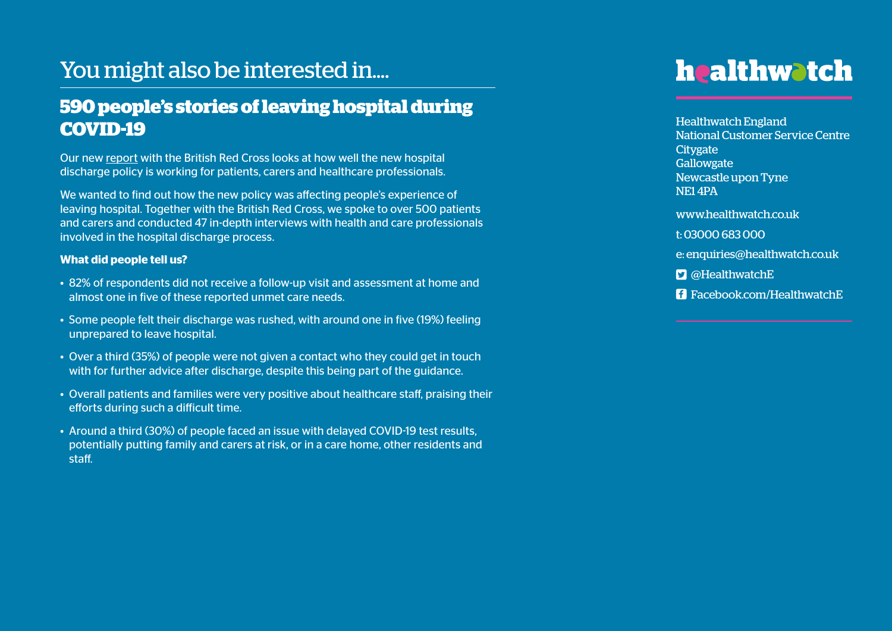# You might also be interested in....

## 590 people's stories of leaving hospital during COVID-19

Our new report with the British Red Cross looks at how well the new hospital discharge policy is working for patients, carers and healthcare professionals.

We wanted to find out how the new policy was affecting people's experience of leaving hospital. Together with the British Red Cross, we spoke to over 500 patients and carers and conducted 47 in-depth interviews with health and care professionals involved in the hospital discharge process.

**What did people tell us?**

- 82% of respondents did not receive a follow-up visit and assessment at home and almost one in five of these reported unmet care needs.
- Some people felt their discharge was rushed, with around one in five (19%) feeling unprepared to leave hospital.
- Over a third (35%) of people were not given a contact who they could get in touch with for further advice after discharge, despite this being part of the guidance.
- Overall patients and families were very positive about healthcare staff, praising their efforts during such a difficult time.
- Around a third (30%) of people faced an issue with delayed COVID-19 test results, potentially putting family and carers at risk, or in a care home, other residents and staff.

healthwatch

Healthwatch England
National Customer Service Centre
Citygate
Gallowgate
Newcastle upon Tyne
NE1 4PA

www.healthwatch.co.uk

t: 03000 683 000

e: enquiries@healthwatch.co.uk

@HealthwatchE

Facebook.com/HealthwatchE